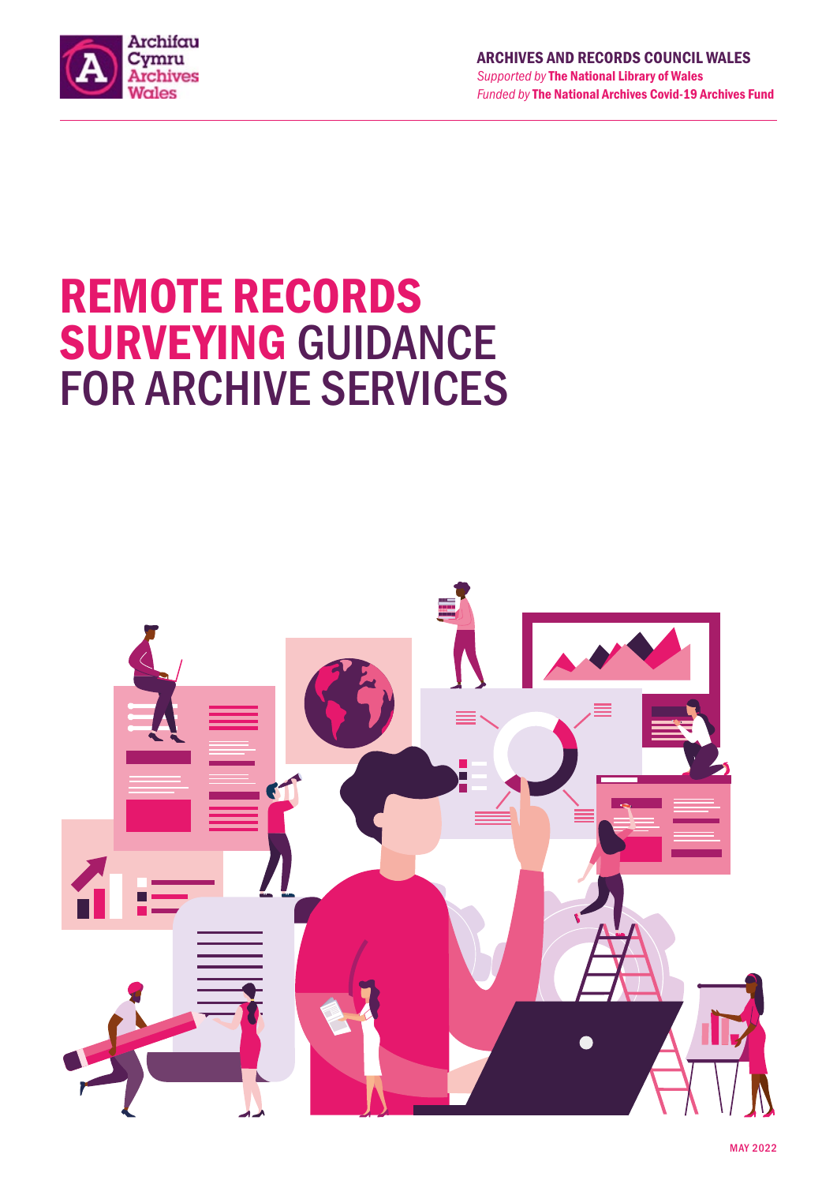Archifau Cymru
Archives Wales

**ARCHIVES AND RECORDS COUNCIL WALES**
*Supported by* **The National Library of Wales**
*Funded by* **The National Archives Covid-19 Archives Fund**

# REMOTE RECORDS SURVEYING GUIDANCE FOR ARCHIVE SERVICES

MAY 2022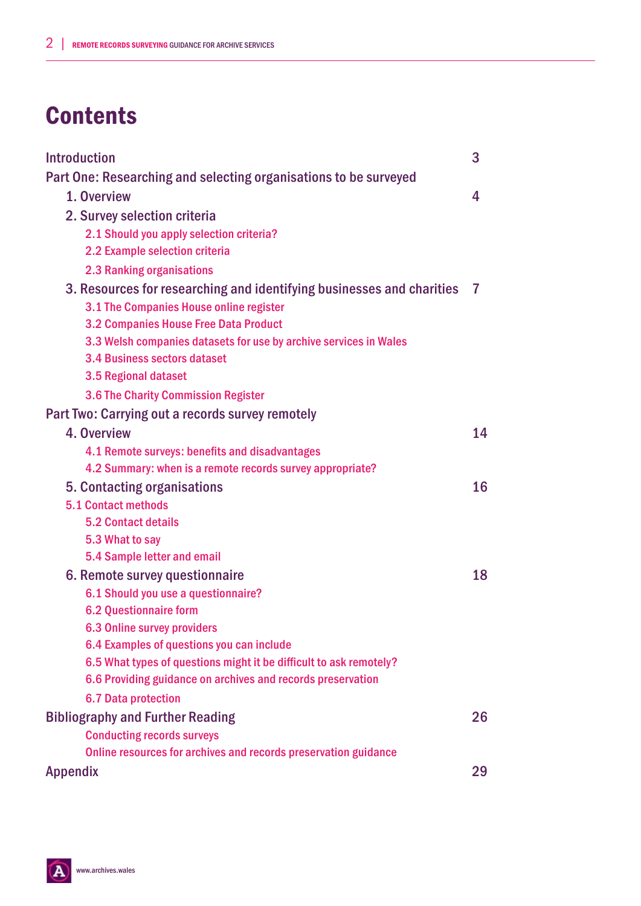# Contents

| | |
|---|---|
| Introduction | 3 |
| Part One: Researching and selecting organisations to be surveyed | |
| 1. Overview | 4 |
| 2. Survey selection criteria | |
| 2.1 Should you apply selection criteria? | |
| 2.2 Example selection criteria | |
| 2.3 Ranking organisations | |
| 3. Resources for researching and identifying businesses and charities | 7 |
| 3.1 The Companies House online register | |
| 3.2 Companies House Free Data Product | |
| 3.3 Welsh companies datasets for use by archive services in Wales | |
| 3.4 Business sectors dataset | |
| 3.5 Regional dataset | |
| 3.6 The Charity Commission Register | |
| Part Two: Carrying out a records survey remotely | |
| 4. Overview | 14 |
| 4.1 Remote surveys: benefits and disadvantages | |
| 4.2 Summary: when is a remote records survey appropriate? | |
| 5. Contacting organisations | 16 |
| 5.1 Contact methods | |
| 5.2 Contact details | |
| 5.3 What to say | |
| 5.4 Sample letter and email | |
| 6. Remote survey questionnaire | 18 |
| 6.1 Should you use a questionnaire? | |
| 6.2 Questionnaire form | |
| 6.3 Online survey providers | |
| 6.4 Examples of questions you can include | |
| 6.5 What types of questions might it be difficult to ask remotely? | |
| 6.6 Providing guidance on archives and records preservation | |
| 6.7 Data protection | |
| Bibliography and Further Reading | 26 |
| Conducting records surveys | |
| Online resources for archives and records preservation guidance | |
| Appendix | 29 |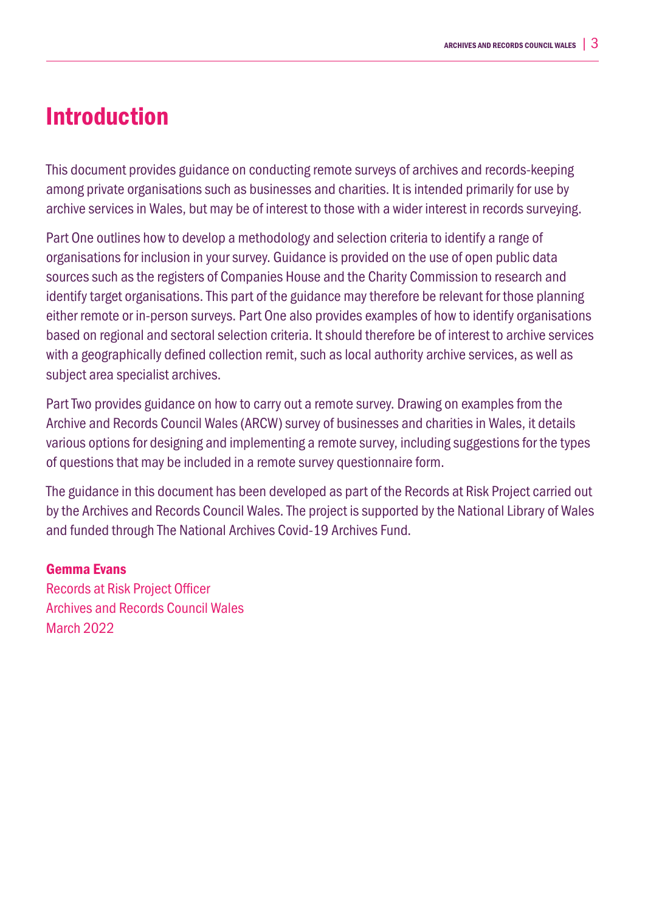# Introduction

This document provides guidance on conducting remote surveys of archives and records-keeping among private organisations such as businesses and charities. It is intended primarily for use by archive services in Wales, but may be of interest to those with a wider interest in records surveying.

Part One outlines how to develop a methodology and selection criteria to identify a range of organisations for inclusion in your survey. Guidance is provided on the use of open public data sources such as the registers of Companies House and the Charity Commission to research and identify target organisations. This part of the guidance may therefore be relevant for those planning either remote or in-person surveys. Part One also provides examples of how to identify organisations based on regional and sectoral selection criteria. It should therefore be of interest to archive services with a geographically defined collection remit, such as local authority archive services, as well as subject area specialist archives.

Part Two provides guidance on how to carry out a remote survey. Drawing on examples from the Archive and Records Council Wales (ARCW) survey of businesses and charities in Wales, it details various options for designing and implementing a remote survey, including suggestions for the types of questions that may be included in a remote survey questionnaire form.

The guidance in this document has been developed as part of the Records at Risk Project carried out by the Archives and Records Council Wales. The project is supported by the National Library of Wales and funded through The National Archives Covid-19 Archives Fund.

**Gemma Evans**
Records at Risk Project Officer
Archives and Records Council Wales
March 2022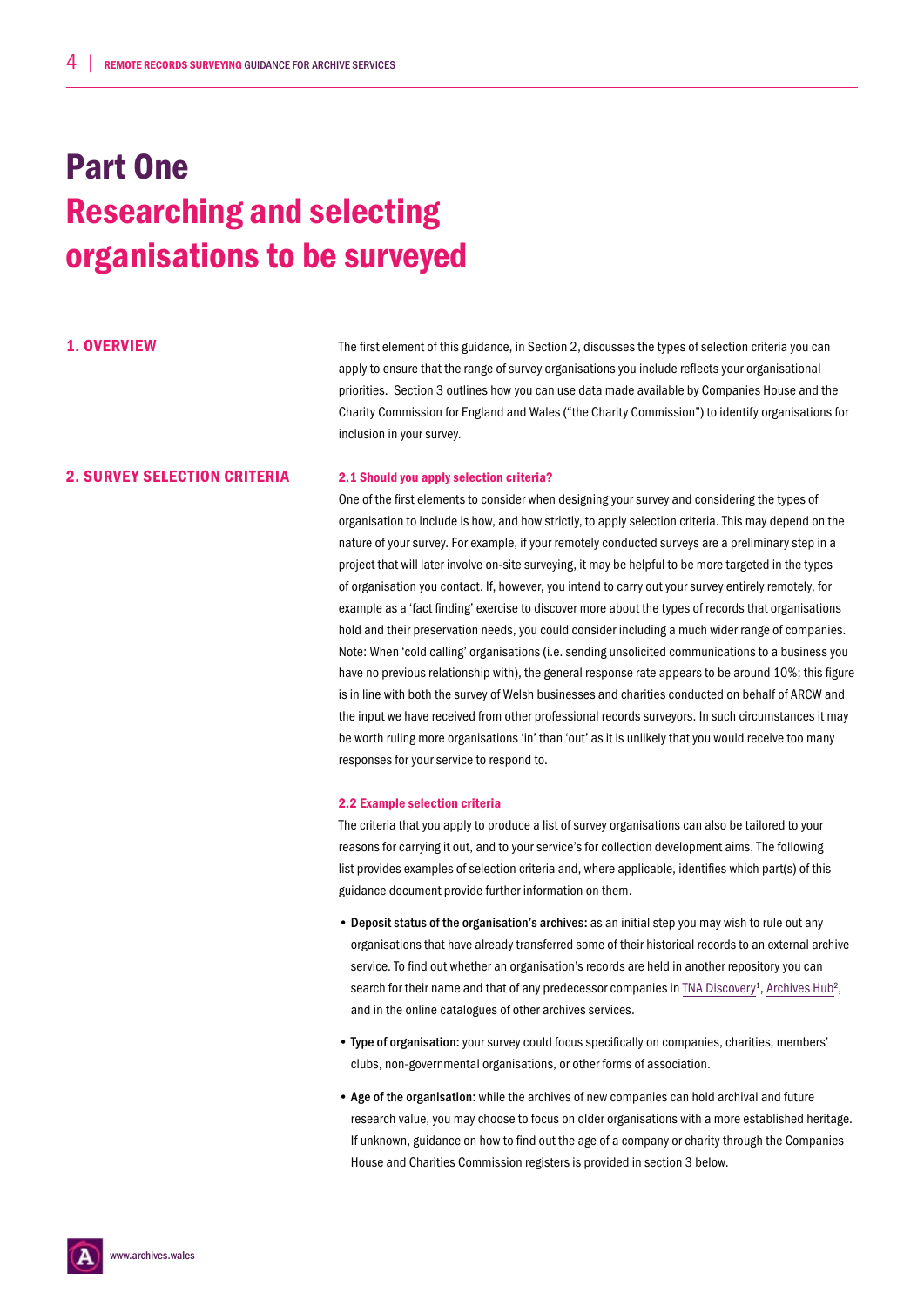# Part One
# Researching and selecting organisations to be surveyed

## 1. OVERVIEW

The first element of this guidance, in Section 2, discusses the types of selection criteria you can apply to ensure that the range of survey organisations you include reflects your organisational priorities. Section 3 outlines how you can use data made available by Companies House and the Charity Commission for England and Wales ("the Charity Commission") to identify organisations for inclusion in your survey.

## 2. SURVEY SELECTION CRITERIA

### 2.1 Should you apply selection criteria?

One of the first elements to consider when designing your survey and considering the types of organisation to include is how, and how strictly, to apply selection criteria. This may depend on the nature of your survey. For example, if your remotely conducted surveys are a preliminary step in a project that will later involve on-site surveying, it may be helpful to be more targeted in the types of organisation you contact. If, however, you intend to carry out your survey entirely remotely, for example as a 'fact finding' exercise to discover more about the types of records that organisations hold and their preservation needs, you could consider including a much wider range of companies. Note: When 'cold calling' organisations (i.e. sending unsolicited communications to a business you have no previous relationship with), the general response rate appears to be around 10%; this figure is in line with both the survey of Welsh businesses and charities conducted on behalf of ARCW and the input we have received from other professional records surveyors. In such circumstances it may be worth ruling more organisations 'in' than 'out' as it is unlikely that you would receive too many responses for your service to respond to.

### 2.2 Example selection criteria

The criteria that you apply to produce a list of survey organisations can also be tailored to your reasons for carrying it out, and to your service's for collection development aims. The following list provides examples of selection criteria and, where applicable, identifies which part(s) of this guidance document provide further information on them.

- **Deposit status of the organisation's archives:** as an initial step you may wish to rule out any organisations that have already transferred some of their historical records to an external archive service. To find out whether an organisation's records are held in another repository you can search for their name and that of any predecessor companies in TNA Discovery[1], Archives Hub[2], and in the online catalogues of other archives services.
- **Type of organisation:** your survey could focus specifically on companies, charities, members' clubs, non-governmental organisations, or other forms of association.
- **Age of the organisation:** while the archives of new companies can hold archival and future research value, you may choose to focus on older organisations with a more established heritage. If unknown, guidance on how to find out the age of a company or charity through the Companies House and Charities Commission registers is provided in section 3 below.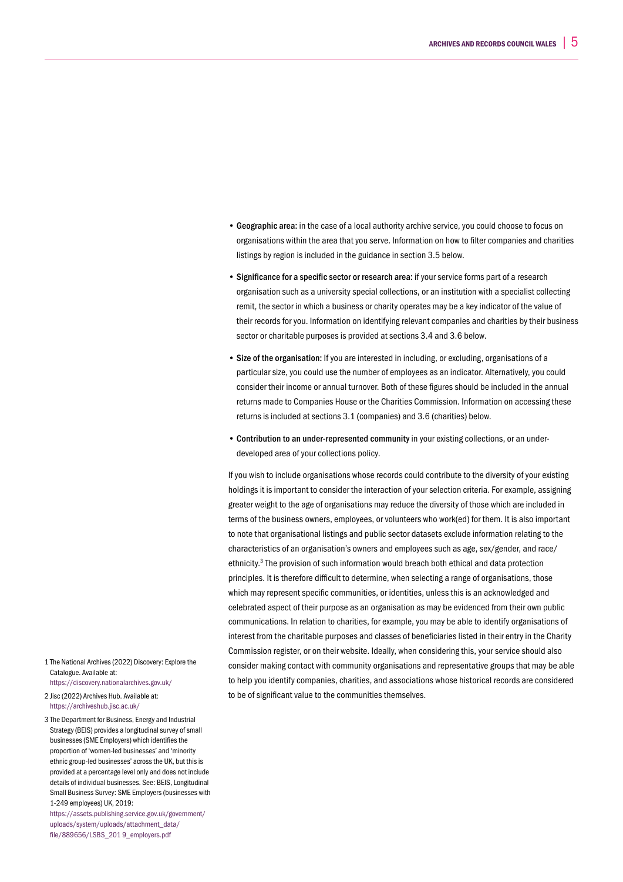- **Geographic area:** in the case of a local authority archive service, you could choose to focus on organisations within the area that you serve. Information on how to filter companies and charities listings by region is included in the guidance in section 3.5 below.

- **Significance for a specific sector or research area:** if your service forms part of a research organisation such as a university special collections, or an institution with a specialist collecting remit, the sector in which a business or charity operates may be a key indicator of the value of their records for you. Information on identifying relevant companies and charities by their business sector or charitable purposes is provided at sections 3.4 and 3.6 below.

- **Size of the organisation:** If you are interested in including, or excluding, organisations of a particular size, you could use the number of employees as an indicator. Alternatively, you could consider their income or annual turnover. Both of these figures should be included in the annual returns made to Companies House or the Charities Commission. Information on accessing these returns is included at sections 3.1 (companies) and 3.6 (charities) below.

- **Contribution to an under-represented community** in your existing collections, or an under-developed area of your collections policy.

If you wish to include organisations whose records could contribute to the diversity of your existing holdings it is important to consider the interaction of your selection criteria. For example, assigning greater weight to the age of organisations may reduce the diversity of those which are included in terms of the business owners, employees, or volunteers who work(ed) for them. It is also important to note that organisational listings and public sector datasets exclude information relating to the characteristics of an organisation's owners and employees such as age, sex/gender, and race/ethnicity.[3] The provision of such information would breach both ethical and data protection principles. It is therefore difficult to determine, when selecting a range of organisations, those which may represent specific communities, or identities, unless this is an acknowledged and celebrated aspect of their purpose as an organisation as may be evidenced from their own public communications. In relation to charities, for example, you may be able to identify organisations of interest from the charitable purposes and classes of beneficiaries listed in their entry in the Charity Commission register, or on their website. Ideally, when considering this, your service should also consider making contact with community organisations and representative groups that may be able to help you identify companies, charities, and associations whose historical records are considered to be of significant value to the communities themselves.

1 The National Archives (2022) Discovery: Explore the Catalogue. Available at: https://discovery.nationalarchives.gov.uk/

2 Jisc (2022) Archives Hub. Available at: https://archiveshub.jisc.ac.uk/

3 The Department for Business, Energy and Industrial Strategy (BEIS) provides a longitudinal survey of small businesses (SME Employers) which identifies the proportion of 'women-led businesses' and 'minority ethnic group-led businesses' across the UK, but this is provided at a percentage level only and does not include details of individual businesses. See: BEIS, Longitudinal Small Business Survey: SME Employers (businesses with 1-249 employees) UK, 2019: https://assets.publishing.service.gov.uk/government/uploads/system/uploads/attachment_data/file/889656/LSBS_201 9_employers.pdf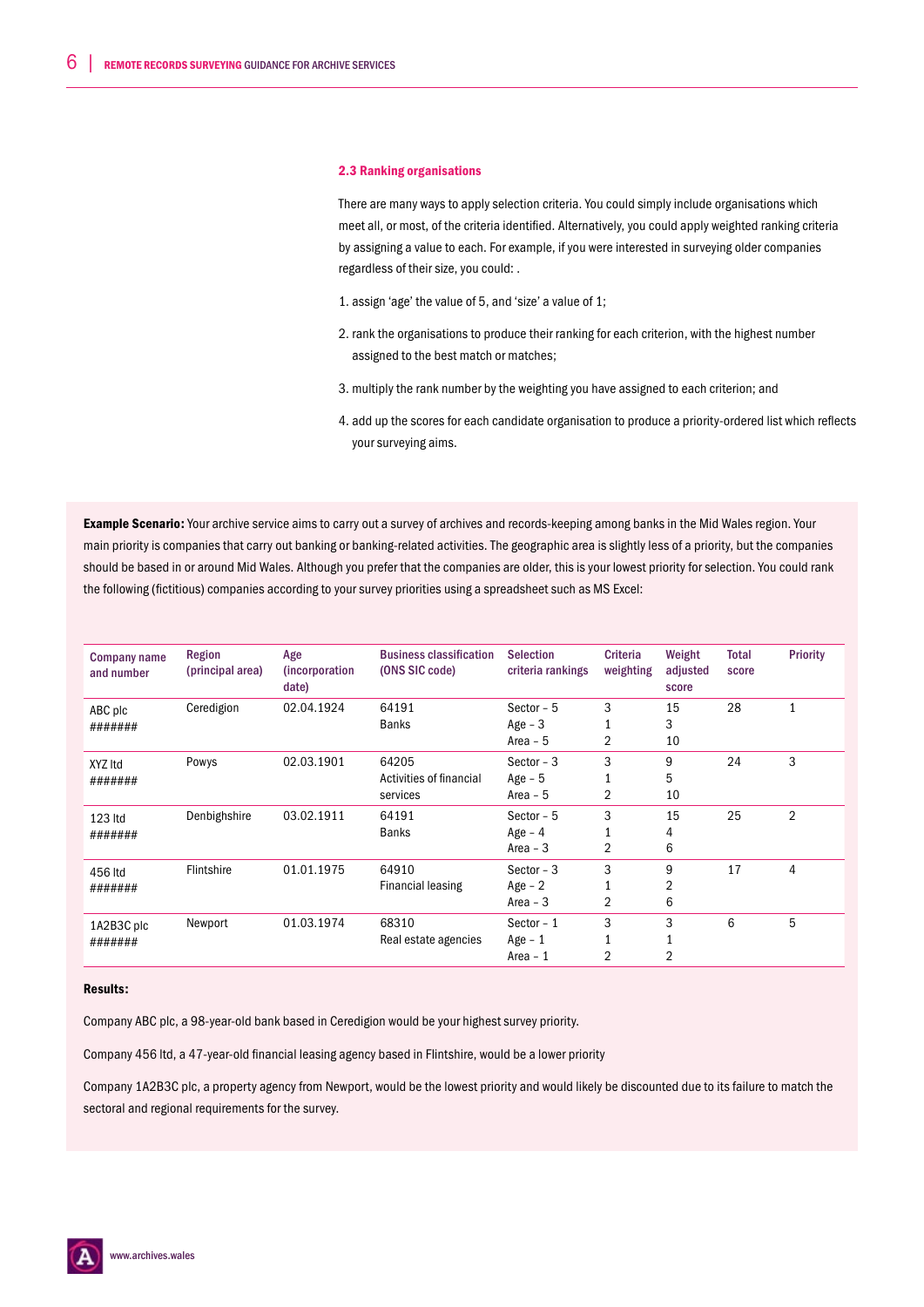### 2.3 Ranking organisations

There are many ways to apply selection criteria. You could simply include organisations which meet all, or most, of the criteria identified. Alternatively, you could apply weighted ranking criteria by assigning a value to each. For example, if you were interested in surveying older companies regardless of their size, you could: .

1. assign 'age' the value of 5, and 'size' a value of 1;
2. rank the organisations to produce their ranking for each criterion, with the highest number assigned to the best match or matches;
3. multiply the rank number by the weighting you have assigned to each criterion; and
4. add up the scores for each candidate organisation to produce a priority-ordered list which reflects your surveying aims.

**Example Scenario:** Your archive service aims to carry out a survey of archives and records-keeping among banks in the Mid Wales region. Your main priority is companies that carry out banking or banking-related activities. The geographic area is slightly less of a priority, but the companies should be based in or around Mid Wales. Although you prefer that the companies are older, this is your lowest priority for selection. You could rank the following (fictitious) companies according to your survey priorities using a spreadsheet such as MS Excel:

| Company name and number | Region (principal area) | Age (incorporation date) | Business classification (ONS SIC code) | Selection criteria rankings | Criteria weighting | Weight adjusted score | Total score | Priority |
|---|---|---|---|---|---|---|---|---|
| ABC plc ####### | Ceredigion | 02.04.1924 | 64191 Banks | Sector – 5<br>Age – 3<br>Area – 5 | 3<br>1<br>2 | 15<br>3<br>10 | 28 | 1 |
| XYZ ltd ####### | Powys | 02.03.1901 | 64205 Activities of financial services | Sector – 3<br>Age – 5<br>Area – 5 | 3<br>1<br>2 | 9<br>5<br>10 | 24 | 3 |
| 123 ltd ####### | Denbighshire | 03.02.1911 | 64191 Banks | Sector – 5<br>Age – 4<br>Area – 3 | 3<br>1<br>2 | 15<br>4<br>6 | 25 | 2 |
| 456 ltd ####### | Flintshire | 01.01.1975 | 64910 Financial leasing | Sector – 3<br>Age – 2<br>Area – 3 | 3<br>1<br>2 | 9<br>2<br>6 | 17 | 4 |
| 1A2B3C plc ####### | Newport | 01.03.1974 | 68310 Real estate agencies | Sector – 1<br>Age – 1<br>Area – 1 | 3<br>1<br>2 | 3<br>1<br>2 | 6 | 5 |

**Results:**

Company ABC plc, a 98-year-old bank based in Ceredigion would be your highest survey priority.

Company 456 ltd, a 47-year-old financial leasing agency based in Flintshire, would be a lower priority

Company 1A2B3C plc, a property agency from Newport, would be the lowest priority and would likely be discounted due to its failure to match the sectoral and regional requirements for the survey.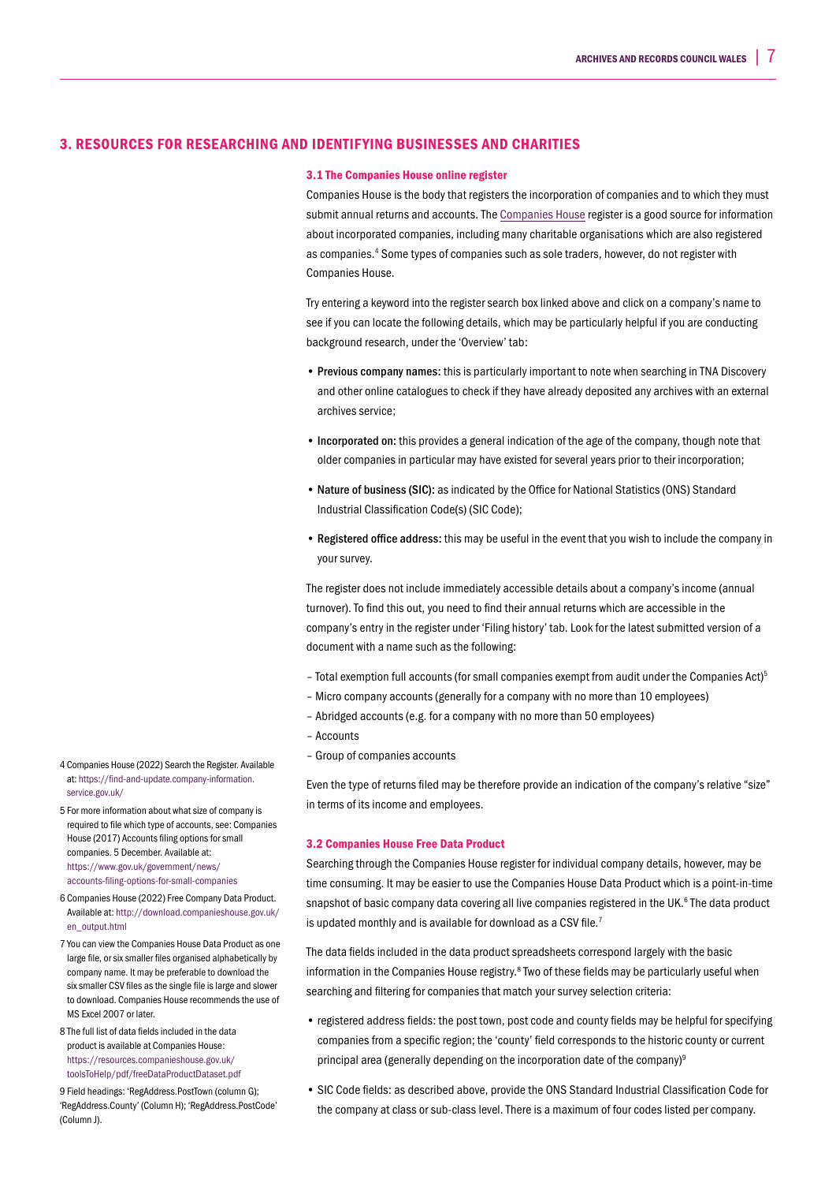## 3. RESOURCES FOR RESEARCHING AND IDENTIFYING BUSINESSES AND CHARITIES

### 3.1 The Companies House online register

Companies House is the body that registers the incorporation of companies and to which they must submit annual returns and accounts. The Companies House register is a good source for information about incorporated companies, including many charitable organisations which are also registered as companies.[4] Some types of companies such as sole traders, however, do not register with Companies House.

Try entering a keyword into the register search box linked above and click on a company's name to see if you can locate the following details, which may be particularly helpful if you are conducting background research, under the 'Overview' tab:

- **Previous company names:** this is particularly important to note when searching in TNA Discovery and other online catalogues to check if they have already deposited any archives with an external archives service;
- **Incorporated on:** this provides a general indication of the age of the company, though note that older companies in particular may have existed for several years prior to their incorporation;
- **Nature of business (SIC):** as indicated by the Office for National Statistics (ONS) Standard Industrial Classification Code(s) (SIC Code);
- **Registered office address:** this may be useful in the event that you wish to include the company in your survey.

The register does not include immediately accessible details about a company's income (annual turnover). To find this out, you need to find their annual returns which are accessible in the company's entry in the register under 'Filing history' tab. Look for the latest submitted version of a document with a name such as the following:

– Total exemption full accounts (for small companies exempt from audit under the Companies Act)[5]
– Micro company accounts (generally for a company with no more than 10 employees)
– Abridged accounts (e.g. for a company with no more than 50 employees)
– Accounts
– Group of companies accounts

Even the type of returns filed may be therefore provide an indication of the company's relative "size" in terms of its income and employees.

### 3.2 Companies House Free Data Product

Searching through the Companies House register for individual company details, however, may be time consuming. It may be easier to use the Companies House Data Product which is a point-in-time snapshot of basic company data covering all live companies registered in the UK.[6] The data product is updated monthly and is available for download as a CSV file.[7]

The data fields included in the data product spreadsheets correspond largely with the basic information in the Companies House registry.[8] Two of these fields may be particularly useful when searching and filtering for companies that match your survey selection criteria:

- registered address fields: the post town, post code and county fields may be helpful for specifying companies from a specific region; the 'county' field corresponds to the historic county or current principal area (generally depending on the incorporation date of the company)[9]
- SIC Code fields: as described above, provide the ONS Standard Industrial Classification Code for the company at class or sub-class level. There is a maximum of four codes listed per company.

---

4 Companies House (2022) Search the Register. Available at: https://find-and-update.company-information.service.gov.uk/

5 For more information about what size of company is required to file which type of accounts, see: Companies House (2017) Accounts filing options for small companies. 5 December. Available at: https://www.gov.uk/government/news/accounts-filing-options-for-small-companies

6 Companies House (2022) Free Company Data Product. Available at: http://download.companieshouse.gov.uk/en_output.html

7 You can view the Companies House Data Product as one large file, or six smaller files organised alphabetically by company name. It may be preferable to download the six smaller CSV files as the single file is large and slower to download. Companies House recommends the use of MS Excel 2007 or later.

8 The full list of data fields included in the data product is available at Companies House: https://resources.companieshouse.gov.uk/toolsToHelp/pdf/freeDataProductDataset.pdf

9 Field headings: 'RegAddress.PostTown (column G); 'RegAddress.County' (Column H); 'RegAddress.PostCode' (Column J).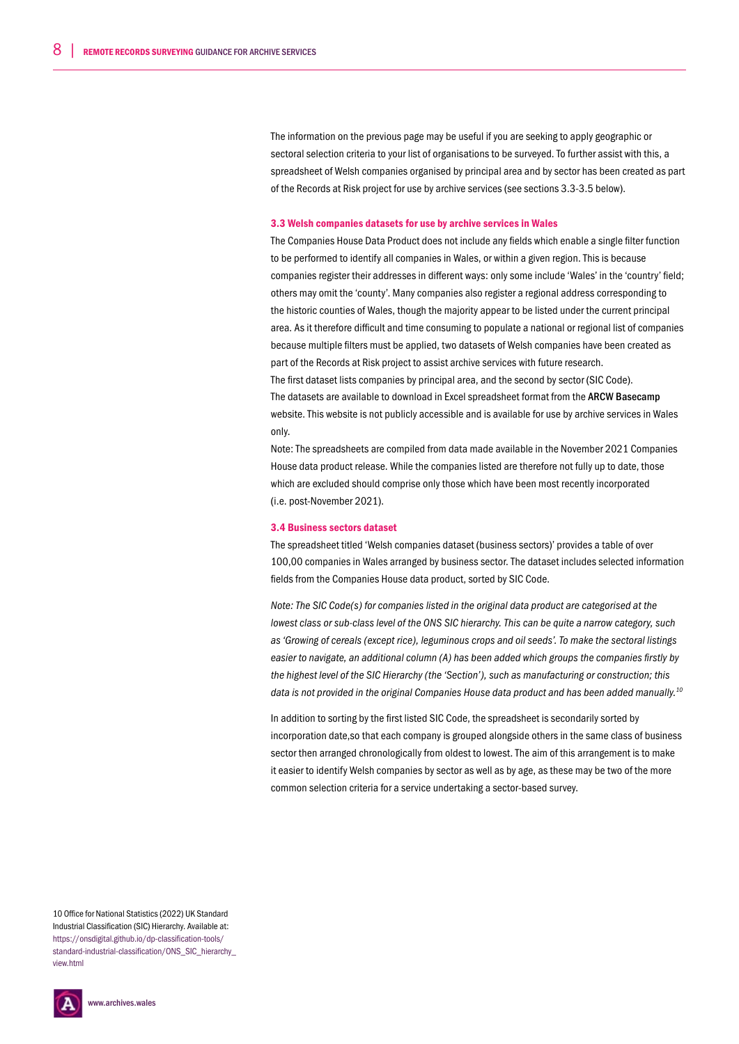The information on the previous page may be useful if you are seeking to apply geographic or sectoral selection criteria to your list of organisations to be surveyed. To further assist with this, a spreadsheet of Welsh companies organised by principal area and by sector has been created as part of the Records at Risk project for use by archive services (see sections 3.3-3.5 below).

### 3.3 Welsh companies datasets for use by archive services in Wales

The Companies House Data Product does not include any fields which enable a single filter function to be performed to identify all companies in Wales, or within a given region. This is because companies register their addresses in different ways: only some include 'Wales' in the 'country' field; others may omit the 'county'. Many companies also register a regional address corresponding to the historic counties of Wales, though the majority appear to be listed under the current principal area. As it therefore difficult and time consuming to populate a national or regional list of companies because multiple filters must be applied, two datasets of Welsh companies have been created as part of the Records at Risk project to assist archive services with future research.

The first dataset lists companies by principal area, and the second by sector (SIC Code).

The datasets are available to download in Excel spreadsheet format from the **ARCW Basecamp** website. This website is not publicly accessible and is available for use by archive services in Wales only.

Note: The spreadsheets are compiled from data made available in the November 2021 Companies House data product release. While the companies listed are therefore not fully up to date, those which are excluded should comprise only those which have been most recently incorporated (i.e. post-November 2021).

### 3.4 Business sectors dataset

The spreadsheet titled 'Welsh companies dataset (business sectors)' provides a table of over 100,00 companies in Wales arranged by business sector. The dataset includes selected information fields from the Companies House data product, sorted by SIC Code.

*Note: The SIC Code(s) for companies listed in the original data product are categorised at the lowest class or sub-class level of the ONS SIC hierarchy. This can be quite a narrow category, such as 'Growing of cereals (except rice), leguminous crops and oil seeds'. To make the sectoral listings easier to navigate, an additional column (A) has been added which groups the companies firstly by the highest level of the SIC Hierarchy (the 'Section'), such as manufacturing or construction; this data is not provided in the original Companies House data product and has been added manually.*[10]

In addition to sorting by the first listed SIC Code, the spreadsheet is secondarily sorted by incorporation date,so that each company is grouped alongside others in the same class of business sector then arranged chronologically from oldest to lowest. The aim of this arrangement is to make it easier to identify Welsh companies by sector as well as by age, as these may be two of the more common selection criteria for a service undertaking a sector-based survey.

10 Office for National Statistics (2022) UK Standard Industrial Classification (SIC) Hierarchy. Available at: https://onsdigital.github.io/dp-classification-tools/standard-industrial-classification/ONS_SIC_hierarchy_view.html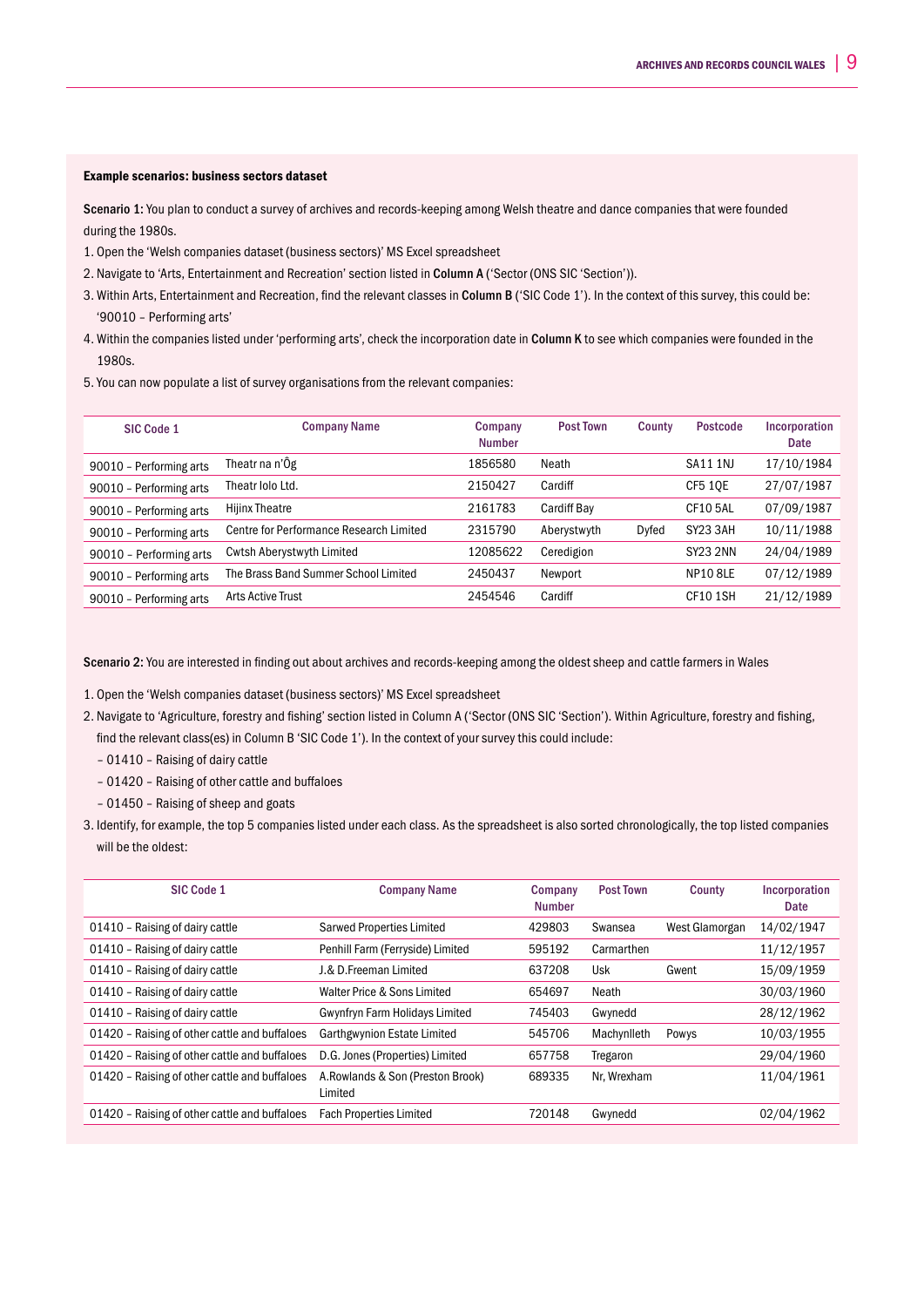**Example scenarios: business sectors dataset**

**Scenario 1:** You plan to conduct a survey of archives and records-keeping among Welsh theatre and dance companies that were founded during the 1980s.

1. Open the 'Welsh companies dataset (business sectors)' MS Excel spreadsheet
2. Navigate to 'Arts, Entertainment and Recreation' section listed in **Column A** ('Sector (ONS SIC 'Section')).
3. Within Arts, Entertainment and Recreation, find the relevant classes in **Column B** ('SIC Code 1'). In the context of this survey, this could be: '90010 – Performing arts'
4. Within the companies listed under 'performing arts', check the incorporation date in **Column K** to see which companies were founded in the 1980s.
5. You can now populate a list of survey organisations from the relevant companies:

| SIC Code 1 | Company Name | Company Number | Post Town | County | Postcode | Incorporation Date |
|---|---|---|---|---|---|---|
| 90010 – Performing arts | Theatr na n'Ôg | 1856580 | Neath | | SA11 1NJ | 17/10/1984 |
| 90010 – Performing arts | Theatr Iolo Ltd. | 2150427 | Cardiff | | CF5 1QE | 27/07/1987 |
| 90010 – Performing arts | Hijinx Theatre | 2161783 | Cardiff Bay | | CF10 5AL | 07/09/1987 |
| 90010 – Performing arts | Centre for Performance Research Limited | 2315790 | Aberystwyth | Dyfed | SY23 3AH | 10/11/1988 |
| 90010 – Performing arts | Cwtsh Aberystwyth Limited | 12085622 | Ceredigion | | SY23 2NN | 24/04/1989 |
| 90010 – Performing arts | The Brass Band Summer School Limited | 2450437 | Newport | | NP10 8LE | 07/12/1989 |
| 90010 – Performing arts | Arts Active Trust | 2454546 | Cardiff | | CF10 1SH | 21/12/1989 |

**Scenario 2:** You are interested in finding out about archives and records-keeping among the oldest sheep and cattle farmers in Wales

1. Open the 'Welsh companies dataset (business sectors)' MS Excel spreadsheet
2. Navigate to 'Agriculture, forestry and fishing' section listed in Column A ('Sector (ONS SIC 'Section'). Within Agriculture, forestry and fishing, find the relevant class(es) in Column B 'SIC Code 1'). In the context of your survey this could include:
   – 01410 – Raising of dairy cattle
   – 01420 – Raising of other cattle and buffaloes
   – 01450 – Raising of sheep and goats
3. Identify, for example, the top 5 companies listed under each class. As the spreadsheet is also sorted chronologically, the top listed companies will be the oldest:

| SIC Code 1 | Company Name | Company Number | Post Town | County | Incorporation Date |
|---|---|---|---|---|---|
| 01410 – Raising of dairy cattle | Sarwed Properties Limited | 429803 | Swansea | West Glamorgan | 14/02/1947 |
| 01410 – Raising of dairy cattle | Penhill Farm (Ferryside) Limited | 595192 | Carmarthen | | 11/12/1957 |
| 01410 – Raising of dairy cattle | J.& D.Freeman Limited | 637208 | Usk | Gwent | 15/09/1959 |
| 01410 – Raising of dairy cattle | Walter Price & Sons Limited | 654697 | Neath | | 30/03/1960 |
| 01410 – Raising of dairy cattle | Gwynfryn Farm Holidays Limited | 745403 | Gwynedd | | 28/12/1962 |
| 01420 – Raising of other cattle and buffaloes | Garthgwynion Estate Limited | 545706 | Machynlleth | Powys | 10/03/1955 |
| 01420 – Raising of other cattle and buffaloes | D.G. Jones (Properties) Limited | 657758 | Tregaron | | 29/04/1960 |
| 01420 – Raising of other cattle and buffaloes | A.Rowlands & Son (Preston Brook) Limited | 689335 | Nr, Wrexham | | 11/04/1961 |
| 01420 – Raising of other cattle and buffaloes | Fach Properties Limited | 720148 | Gwynedd | | 02/04/1962 |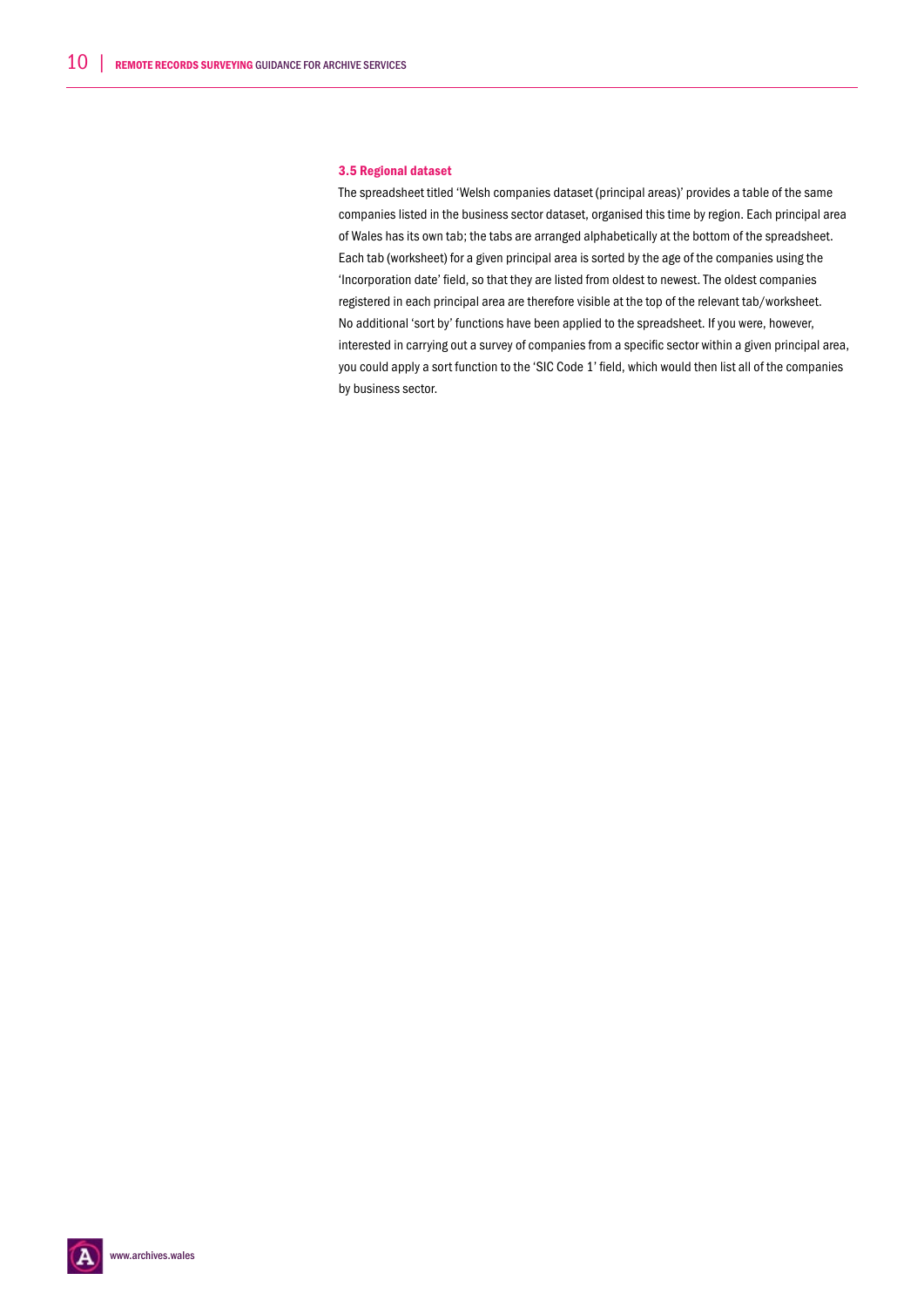### 3.5 Regional dataset

The spreadsheet titled 'Welsh companies dataset (principal areas)' provides a table of the same companies listed in the business sector dataset, organised this time by region. Each principal area of Wales has its own tab; the tabs are arranged alphabetically at the bottom of the spreadsheet. Each tab (worksheet) for a given principal area is sorted by the age of the companies using the 'Incorporation date' field, so that they are listed from oldest to newest. The oldest companies registered in each principal area are therefore visible at the top of the relevant tab/worksheet. No additional 'sort by' functions have been applied to the spreadsheet. If you were, however, interested in carrying out a survey of companies from a specific sector within a given principal area, you could apply a sort function to the 'SIC Code 1' field, which would then list all of the companies by business sector.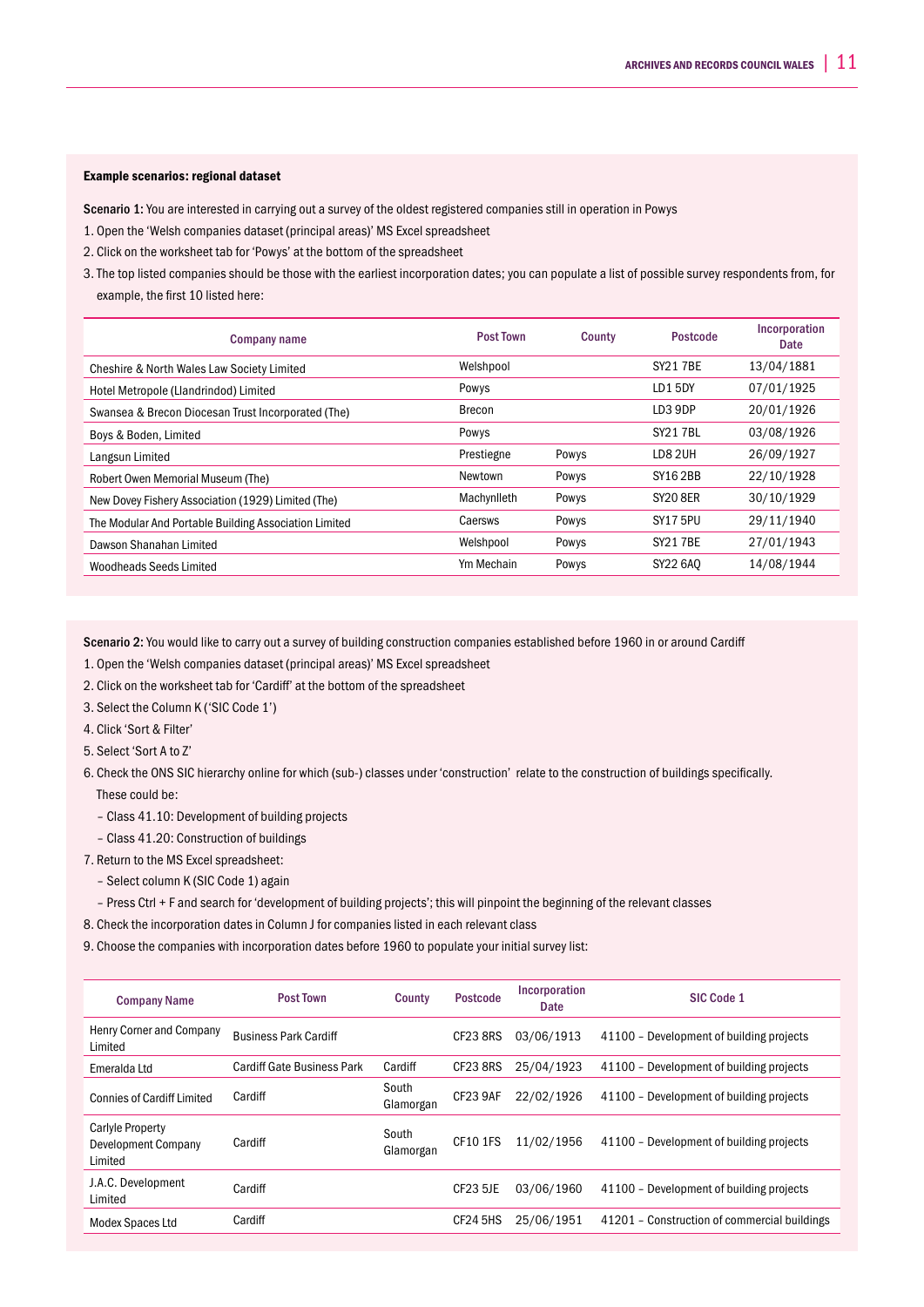**Example scenarios: regional dataset**

**Scenario 1:** You are interested in carrying out a survey of the oldest registered companies still in operation in Powys

1. Open the 'Welsh companies dataset (principal areas)' MS Excel spreadsheet
2. Click on the worksheet tab for 'Powys' at the bottom of the spreadsheet
3. The top listed companies should be those with the earliest incorporation dates; you can populate a list of possible survey respondents from, for example, the first 10 listed here:

| Company name | Post Town | County | Postcode | Incorporation Date |
|---|---|---|---|---|
| Cheshire & North Wales Law Society Limited | Welshpool | | SY21 7BE | 13/04/1881 |
| Hotel Metropole (Llandrindod) Limited | Powys | | LD1 5DY | 07/01/1925 |
| Swansea & Brecon Diocesan Trust Incorporated (The) | Brecon | | LD3 9DP | 20/01/1926 |
| Boys & Boden, Limited | Powys | | SY21 7BL | 03/08/1926 |
| Langsun Limited | Prestiegne | Powys | LD8 2UH | 26/09/1927 |
| Robert Owen Memorial Museum (The) | Newtown | Powys | SY16 2BB | 22/10/1928 |
| New Dovey Fishery Association (1929) Limited (The) | Machynlleth | Powys | SY20 8ER | 30/10/1929 |
| The Modular And Portable Building Association Limited | Caersws | Powys | SY17 5PU | 29/11/1940 |
| Dawson Shanahan Limited | Welshpool | Powys | SY21 7BE | 27/01/1943 |
| Woodheads Seeds Limited | Ym Mechain | Powys | SY22 6AQ | 14/08/1944 |

**Scenario 2:** You would like to carry out a survey of building construction companies established before 1960 in or around Cardiff

1. Open the 'Welsh companies dataset (principal areas)' MS Excel spreadsheet
2. Click on the worksheet tab for 'Cardiff' at the bottom of the spreadsheet
3. Select the Column K ('SIC Code 1')
4. Click 'Sort & Filter'
5. Select 'Sort A to Z'
6. Check the ONS SIC hierarchy online for which (sub-) classes under 'construction' relate to the construction of buildings specifically. These could be:
   - Class 41.10: Development of building projects
   - Class 41.20: Construction of buildings
7. Return to the MS Excel spreadsheet:
   - Select column K (SIC Code 1) again
   - Press Ctrl + F and search for 'development of building projects'; this will pinpoint the beginning of the relevant classes
8. Check the incorporation dates in Column J for companies listed in each relevant class
9. Choose the companies with incorporation dates before 1960 to populate your initial survey list:

| Company Name | Post Town | County | Postcode | Incorporation Date | SIC Code 1 |
|---|---|---|---|---|---|
| Henry Corner and Company Limited | Business Park Cardiff | | CF23 8RS | 03/06/1913 | 41100 – Development of building projects |
| Emeralda Ltd | Cardiff Gate Business Park | Cardiff | CF23 8RS | 25/04/1923 | 41100 – Development of building projects |
| Connies of Cardiff Limited | Cardiff | South Glamorgan | CF23 9AF | 22/02/1926 | 41100 – Development of building projects |
| Carlyle Property Development Company Limited | Cardiff | South Glamorgan | CF10 1FS | 11/02/1956 | 41100 – Development of building projects |
| J.A.C. Development Limited | Cardiff | | CF23 5JE | 03/06/1960 | 41100 – Development of building projects |
| Modex Spaces Ltd | Cardiff | | CF24 5HS | 25/06/1951 | 41201 – Construction of commercial buildings |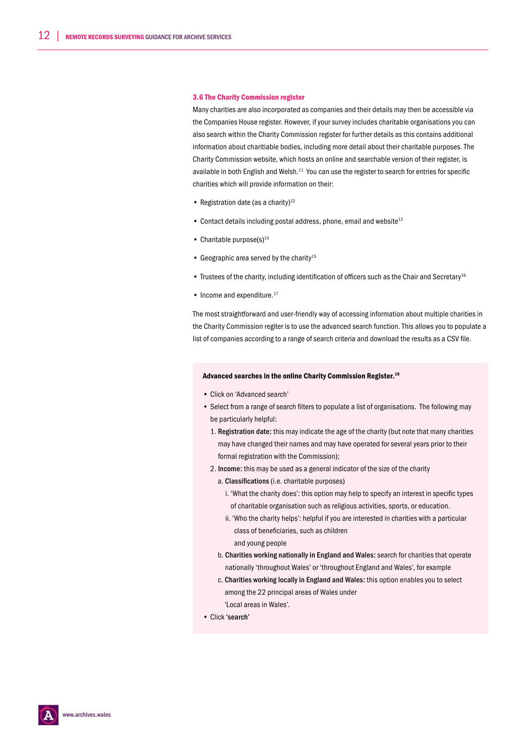### 3.6 The Charity Commission register

Many charities are also incorporated as companies and their details may then be accessible via the Companies House register. However, if your survey includes charitable organisations you can also search within the Charity Commission register for further details as this contains additional information about charitiable bodies, including more detail about their charitable purposes. The Charity Commission website, which hosts an online and searchable version of their register, is available in both English and Welsh.[11] You can use the register to search for entries for specific charities which will provide information on their:

- Registration date (as a charity)[12]
- Contact details including postal address, phone, email and website[13]
- Charitable purpose(s)[14]
- Geographic area served by the charity[15]
- Trustees of the charity, including identification of officers such as the Chair and Secretary[16]
- Income and expenditure.[17]

The most straightforward and user-friendly way of accessing information about multiple charities in the Charity Commission regiter is to use the advanced search function. This allows you to populate a list of companies according to a range of search criteria and download the results as a CSV file.

**Advanced searches in the online Charity Commission Register.[18]**

- Click on 'Advanced search'
- Select from a range of search filters to populate a list of organisations. The following may be particularly helpful:
  1. **Registration date:** this may indicate the age of the charity (but note that many charities may have changed their names and may have operated for several years prior to their formal registration with the Commission);
  2. **Income:** this may be used as a general indicator of the size of the charity
     a. **Classifications** (i.e. charitable purposes)
        i. 'What the charity does': this option may help to specify an interest in specific types of charitable organisation such as religious activities, sports, or education.
        ii. 'Who the charity helps': helpful if you are interested in charities with a particular class of beneficiaries, such as children and young people
     b. **Charities working nationally in England and Wales:** search for charities that operate nationally 'throughout Wales' or 'throughout England and Wales', for example
     c. **Charities working locally in England and Wales:** this option enables you to select among the 22 principal areas of Wales under 'Local areas in Wales'.
- Click **'search'**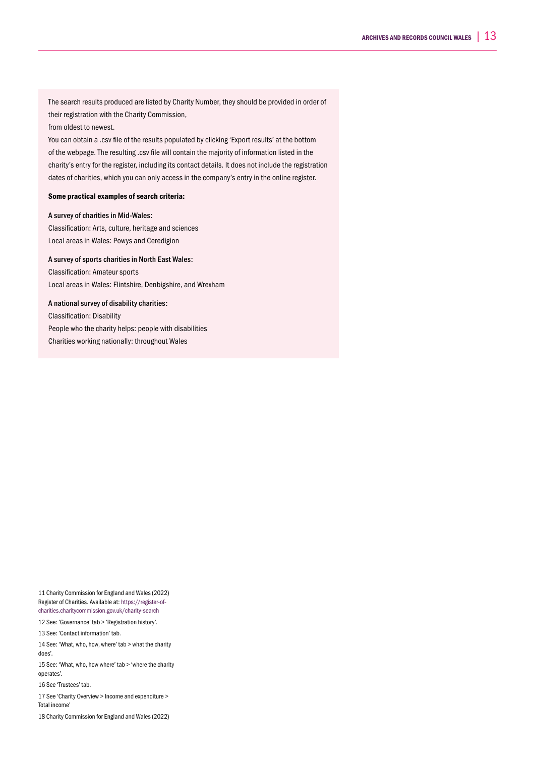The search results produced are listed by Charity Number, they should be provided in order of their registration with the Charity Commission,
from oldest to newest.

You can obtain a .csv file of the results populated by clicking 'Export results' at the bottom of the webpage. The resulting .csv file will contain the majority of information listed in the charity's entry for the register, including its contact details. It does not include the registration dates of charities, which you can only access in the company's entry in the online register.

**Some practical examples of search criteria:**

**A survey of charities in Mid-Wales:**
Classification: Arts, culture, heritage and sciences
Local areas in Wales: Powys and Ceredigion

**A survey of sports charities in North East Wales:**
Classification: Amateur sports
Local areas in Wales: Flintshire, Denbigshire, and Wrexham

**A national survey of disability charities:**
Classification: Disability
People who the charity helps: people with disabilities
Charities working nationally: throughout Wales

11 Charity Commission for England and Wales (2022) Register of Charities. Available at: https://register-of-charities.charitycommission.gov.uk/charity-search

12 See: 'Governance' tab > 'Registration history'.

13 See: 'Contact information' tab.

14 See: 'What, who, how, where' tab > what the charity does'.

15 See: 'What, who, how where' tab > 'where the charity operates'.

16 See 'Trustees' tab.

17 See 'Charity Overview > Income and expenditure > Total income'

18 Charity Commission for England and Wales (2022)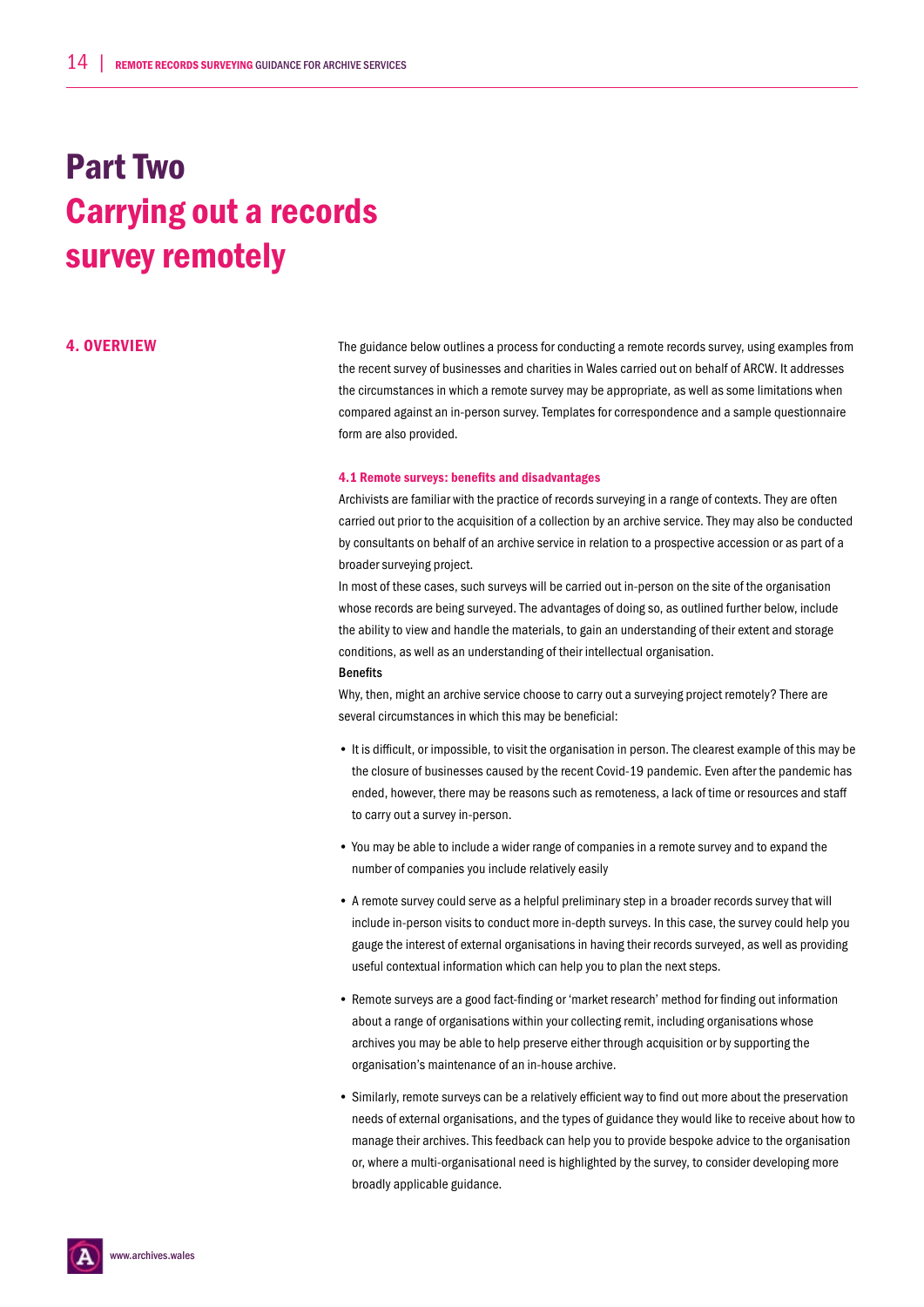# Part Two
# Carrying out a records survey remotely

## 4. OVERVIEW

The guidance below outlines a process for conducting a remote records survey, using examples from the recent survey of businesses and charities in Wales carried out on behalf of ARCW. It addresses the circumstances in which a remote survey may be appropriate, as well as some limitations when compared against an in-person survey. Templates for correspondence and a sample questionnaire form are also provided.

### 4.1 Remote surveys: benefits and disadvantages

Archivists are familiar with the practice of records surveying in a range of contexts. They are often carried out prior to the acquisition of a collection by an archive service. They may also be conducted by consultants on behalf of an archive service in relation to a prospective accession or as part of a broader surveying project.

In most of these cases, such surveys will be carried out in-person on the site of the organisation whose records are being surveyed. The advantages of doing so, as outlined further below, include the ability to view and handle the materials, to gain an understanding of their extent and storage conditions, as well as an understanding of their intellectual organisation.

**Benefits**

Why, then, might an archive service choose to carry out a surveying project remotely? There are several circumstances in which this may be beneficial:

- It is difficult, or impossible, to visit the organisation in person. The clearest example of this may be the closure of businesses caused by the recent Covid-19 pandemic. Even after the pandemic has ended, however, there may be reasons such as remoteness, a lack of time or resources and staff to carry out a survey in-person.
- You may be able to include a wider range of companies in a remote survey and to expand the number of companies you include relatively easily
- A remote survey could serve as a helpful preliminary step in a broader records survey that will include in-person visits to conduct more in-depth surveys. In this case, the survey could help you gauge the interest of external organisations in having their records surveyed, as well as providing useful contextual information which can help you to plan the next steps.
- Remote surveys are a good fact-finding or 'market research' method for finding out information about a range of organisations within your collecting remit, including organisations whose archives you may be able to help preserve either through acquisition or by supporting the organisation's maintenance of an in-house archive.
- Similarly, remote surveys can be a relatively efficient way to find out more about the preservation needs of external organisations, and the types of guidance they would like to receive about how to manage their archives. This feedback can help you to provide bespoke advice to the organisation or, where a multi-organisational need is highlighted by the survey, to consider developing more broadly applicable guidance.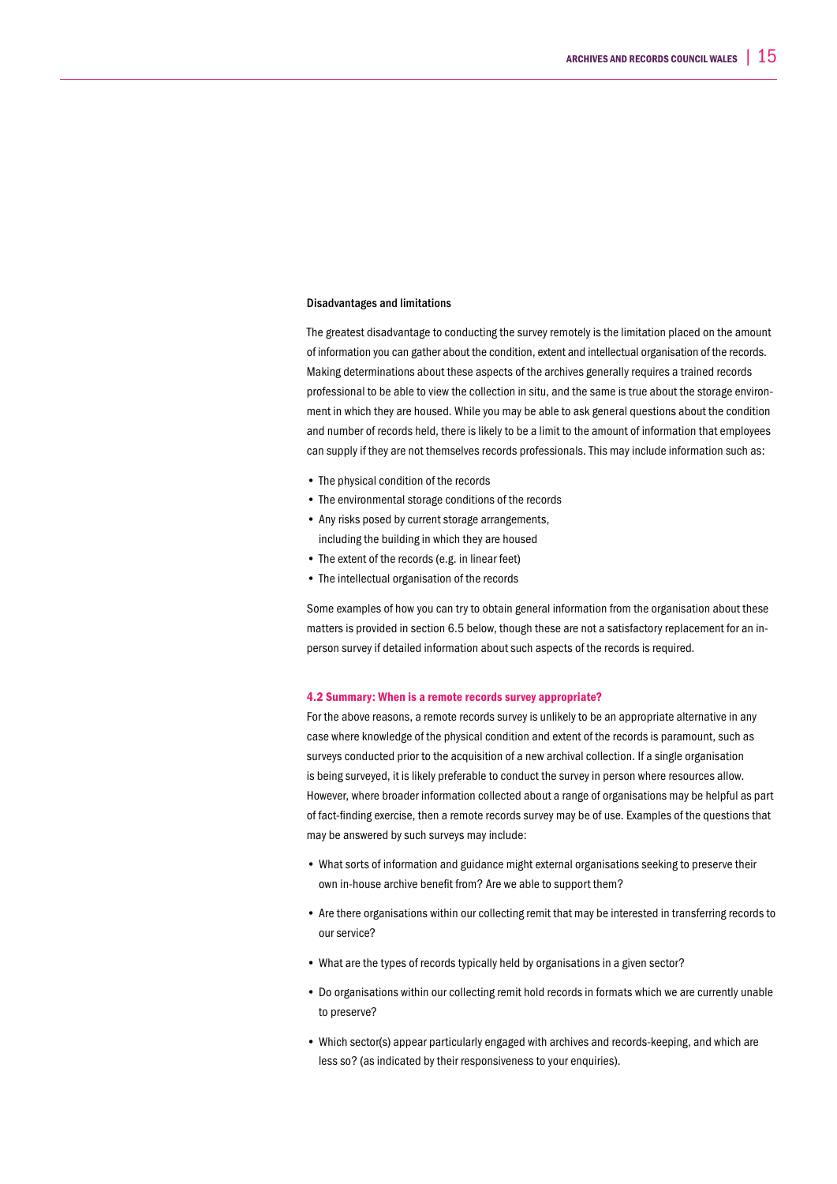### Disadvantages and limitations

The greatest disadvantage to conducting the survey remotely is the limitation placed on the amount of information you can gather about the condition, extent and intellectual organisation of the records. Making determinations about these aspects of the archives generally requires a trained records professional to be able to view the collection in situ, and the same is true about the storage environment in which they are housed. While you may be able to ask general questions about the condition and number of records held, there is likely to be a limit to the amount of information that employees can supply if they are not themselves records professionals. This may include information such as:

- The physical condition of the records
- The environmental storage conditions of the records
- Any risks posed by current storage arrangements, including the building in which they are housed
- The extent of the records (e.g. in linear feet)
- The intellectual organisation of the records

Some examples of how you can try to obtain general information from the organisation about these matters is provided in section 6.5 below, though these are not a satisfactory replacement for an in-person survey if detailed information about such aspects of the records is required.

## 4.2 Summary: When is a remote records survey appropriate?

For the above reasons, a remote records survey is unlikely to be an appropriate alternative in any case where knowledge of the physical condition and extent of the records is paramount, such as surveys conducted prior to the acquisition of a new archival collection. If a single organisation is being surveyed, it is likely preferable to conduct the survey in person where resources allow. However, where broader information collected about a range of organisations may be helpful as part of fact-finding exercise, then a remote records survey may be of use. Examples of the questions that may be answered by such surveys may include:

- What sorts of information and guidance might external organisations seeking to preserve their own in-house archive benefit from? Are we able to support them?
- Are there organisations within our collecting remit that may be interested in transferring records to our service?
- What are the types of records typically held by organisations in a given sector?
- Do organisations within our collecting remit hold records in formats which we are currently unable to preserve?
- Which sector(s) appear particularly engaged with archives and records-keeping, and which are less so? (as indicated by their responsiveness to your enquiries).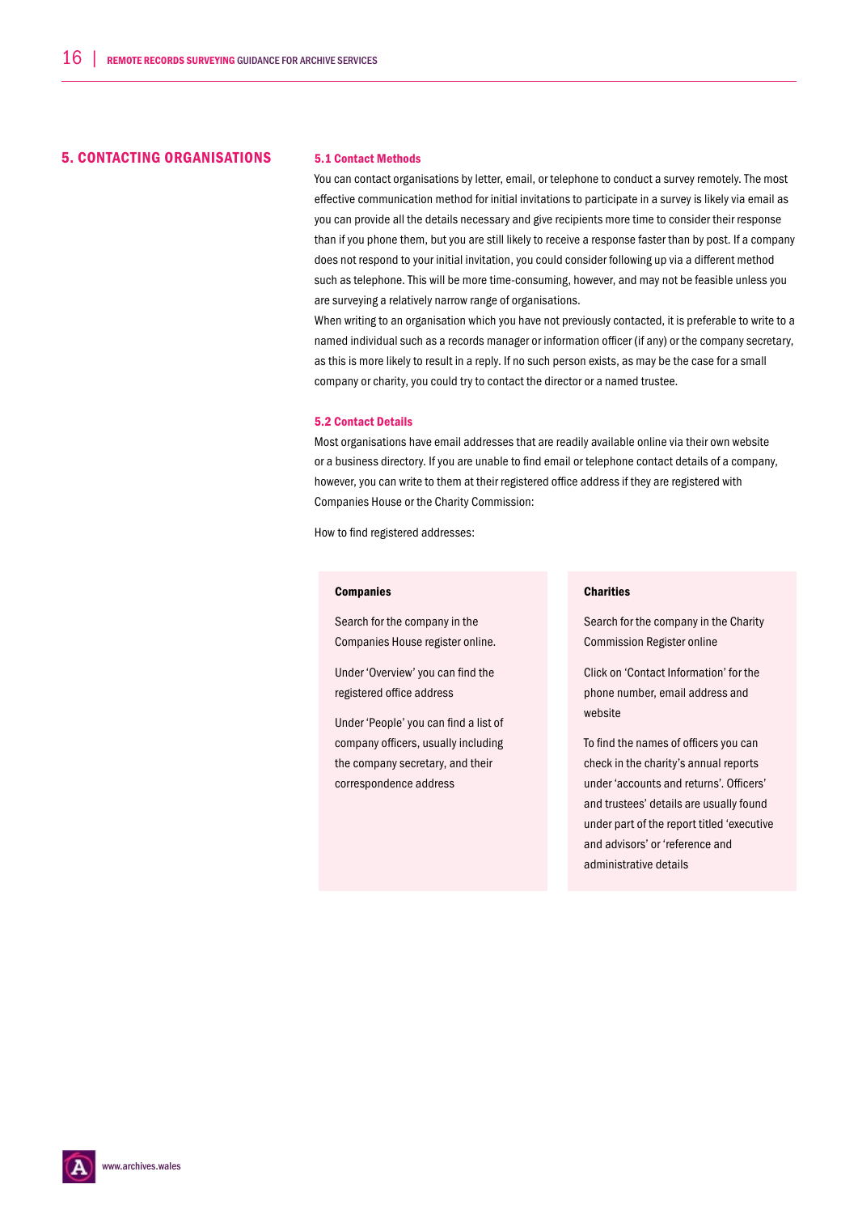## 5. CONTACTING ORGANISATIONS

### 5.1 Contact Methods

You can contact organisations by letter, email, or telephone to conduct a survey remotely. The most effective communication method for initial invitations to participate in a survey is likely via email as you can provide all the details necessary and give recipients more time to consider their response than if you phone them, but you are still likely to receive a response faster than by post. If a company does not respond to your initial invitation, you could consider following up via a different method such as telephone. This will be more time-consuming, however, and may not be feasible unless you are surveying a relatively narrow range of organisations.

When writing to an organisation which you have not previously contacted, it is preferable to write to a named individual such as a records manager or information officer (if any) or the company secretary, as this is more likely to result in a reply. If no such person exists, as may be the case for a small company or charity, you could try to contact the director or a named trustee.

### 5.2 Contact Details

Most organisations have email addresses that are readily available online via their own website or a business directory. If you are unable to find email or telephone contact details of a company, however, you can write to them at their registered office address if they are registered with Companies House or the Charity Commission:

How to find registered addresses:

**Companies**

Search for the company in the Companies House register online.

Under 'Overview' you can find the registered office address

Under 'People' you can find a list of company officers, usually including the company secretary, and their correspondence address

**Charities**

Search for the company in the Charity Commission Register online

Click on 'Contact Information' for the phone number, email address and website

To find the names of officers you can check in the charity's annual reports under 'accounts and returns'. Officers' and trustees' details are usually found under part of the report titled 'executive and advisors' or 'reference and administrative details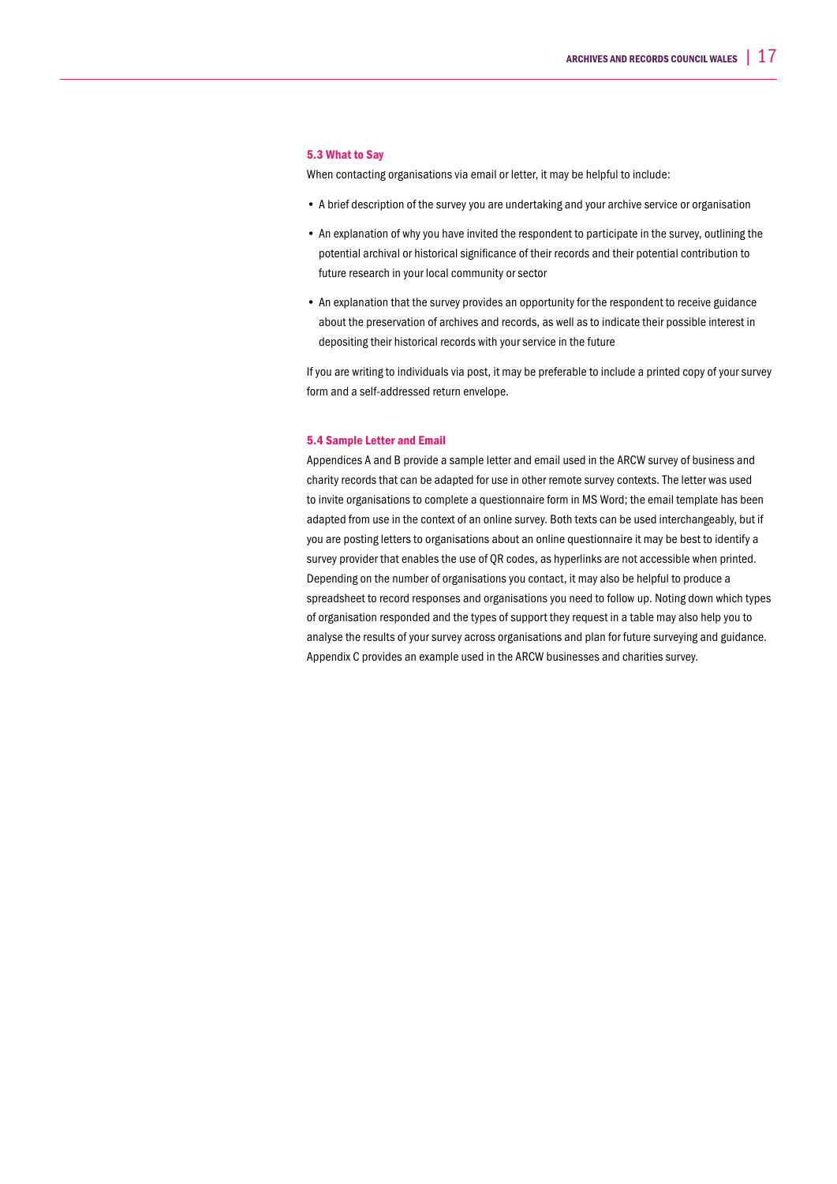### 5.3 What to Say

When contacting organisations via email or letter, it may be helpful to include:

- A brief description of the survey you are undertaking and your archive service or organisation
- An explanation of why you have invited the respondent to participate in the survey, outlining the potential archival or historical significance of their records and their potential contribution to future research in your local community or sector
- An explanation that the survey provides an opportunity for the respondent to receive guidance about the preservation of archives and records, as well as to indicate their possible interest in depositing their historical records with your service in the future

If you are writing to individuals via post, it may be preferable to include a printed copy of your survey form and a self-addressed return envelope.

### 5.4 Sample Letter and Email

Appendices A and B provide a sample letter and email used in the ARCW survey of business and charity records that can be adapted for use in other remote survey contexts. The letter was used to invite organisations to complete a questionnaire form in MS Word; the email template has been adapted from use in the context of an online survey. Both texts can be used interchangeably, but if you are posting letters to organisations about an online questionnaire it may be best to identify a survey provider that enables the use of QR codes, as hyperlinks are not accessible when printed. Depending on the number of organisations you contact, it may also be helpful to produce a spreadsheet to record responses and organisations you need to follow up. Noting down which types of organisation responded and the types of support they request in a table may also help you to analyse the results of your survey across organisations and plan for future surveying and guidance. Appendix C provides an example used in the ARCW businesses and charities survey.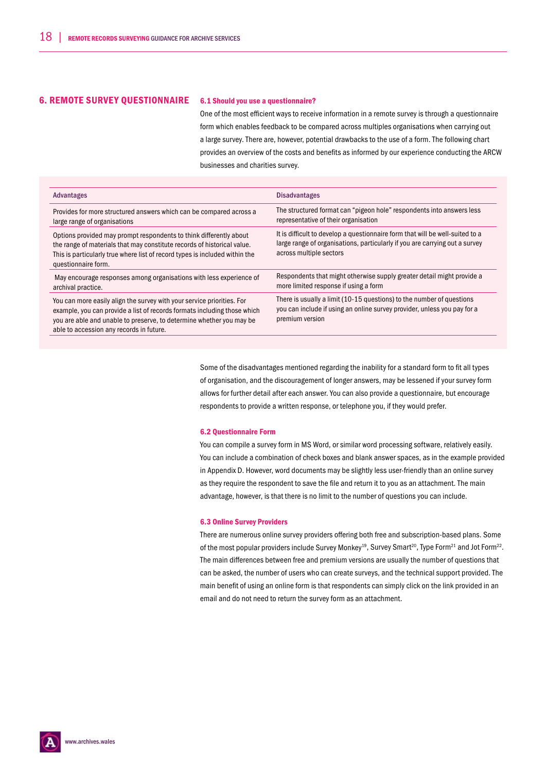## 6. REMOTE SURVEY QUESTIONNAIRE

### 6.1 Should you use a questionnaire?

One of the most efficient ways to receive information in a remote survey is through a questionnaire form which enables feedback to be compared across multiples organisations when carrying out a large survey. There are, however, potential drawbacks to the use of a form. The following chart provides an overview of the costs and benefits as informed by our experience conducting the ARCW businesses and charities survey.

| Advantages | Disadvantages |
|---|---|
| Provides for more structured answers which can be compared across a large range of organisations | The structured format can "pigeon hole" respondents into answers less representative of their organisation |
| Options provided may prompt respondents to think differently about the range of materials that may constitute records of historical value. This is particularly true where list of record types is included within the questionnaire form. | It is difficult to develop a questionnaire form that will be well-suited to a large range of organisations, particularly if you are carrying out a survey across multiple sectors |
| May encourage responses among organisations with less experience of archival practice. | Respondents that might otherwise supply greater detail might provide a more limited response if using a form |
| You can more easily align the survey with your service priorities. For example, you can provide a list of records formats including those which you are able and unable to preserve, to determine whether you may be able to accession any records in future. | There is usually a limit (10-15 questions) to the number of questions you can include if using an online survey provider, unless you pay for a premium version |

Some of the disadvantages mentioned regarding the inability for a standard form to fit all types of organisation, and the discouragement of longer answers, may be lessened if your survey form allows for further detail after each answer. You can also provide a questionnaire, but encourage respondents to provide a written response, or telephone you, if they would prefer.

### 6.2 Questionnaire Form

You can compile a survey form in MS Word, or similar word processing software, relatively easily. You can include a combination of check boxes and blank answer spaces, as in the example provided in Appendix D. However, word documents may be slightly less user-friendly than an online survey as they require the respondent to save the file and return it to you as an attachment. The main advantage, however, is that there is no limit to the number of questions you can include.

### 6.3 Online Survey Providers

There are numerous online survey providers offering both free and subscription-based plans. Some of the most popular providers include Survey Monkey[19], Survey Smart[20], Type Form[21] and Jot Form[22]. The main differences between free and premium versions are usually the number of questions that can be asked, the number of users who can create surveys, and the technical support provided. The main benefit of using an online form is that respondents can simply click on the link provided in an email and do not need to return the survey form as an attachment.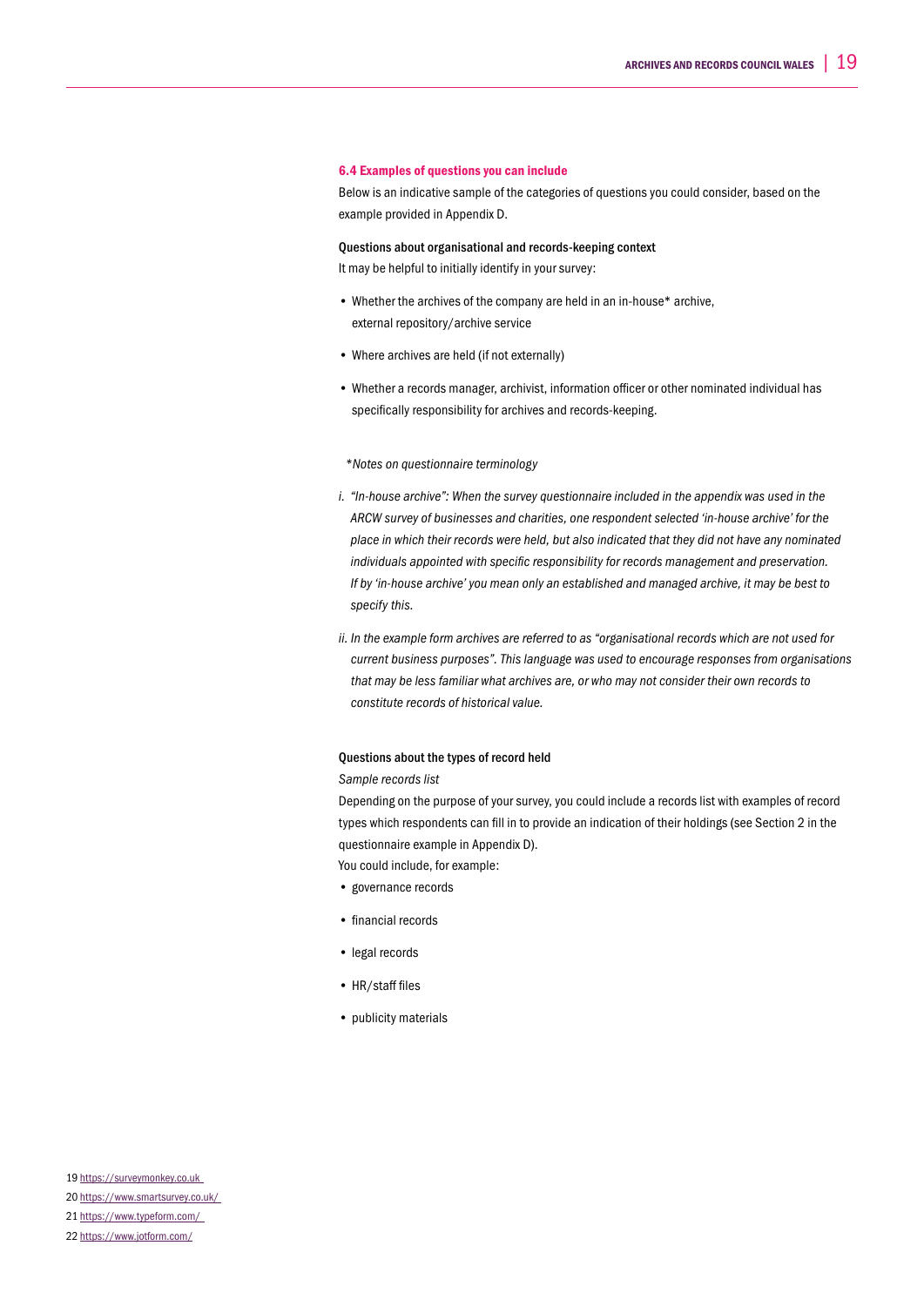### 6.4 Examples of questions you can include

Below is an indicative sample of the categories of questions you could consider, based on the example provided in Appendix D.

**Questions about organisational and records-keeping context**

It may be helpful to initially identify in your survey:

- Whether the archives of the company are held in an in-house* archive, external repository/archive service
- Where archives are held (if not externally)
- Whether a records manager, archivist, information officer or other nominated individual has specifically responsibility for archives and records-keeping.

*\*Notes on questionnaire terminology*

*i. "In-house archive": When the survey questionnaire included in the appendix was used in the ARCW survey of businesses and charities, one respondent selected 'in-house archive' for the place in which their records were held, but also indicated that they did not have any nominated individuals appointed with specific responsibility for records management and preservation. If by 'in-house archive' you mean only an established and managed archive, it may be best to specify this.*

*ii. In the example form archives are referred to as "organisational records which are not used for current business purposes". This language was used to encourage responses from organisations that may be less familiar what archives are, or who may not consider their own records to constitute records of historical value.*

**Questions about the types of record held**

*Sample records list*

Depending on the purpose of your survey, you could include a records list with examples of record types which respondents can fill in to provide an indication of their holdings (see Section 2 in the questionnaire example in Appendix D).

You could include, for example:

- governance records
- financial records
- legal records
- HR/staff files
- publicity materials

19 https://surveymonkey.co.uk

20 https://www.smartsurvey.co.uk/

21 https://www.typeform.com/

22 https://www.jotform.com/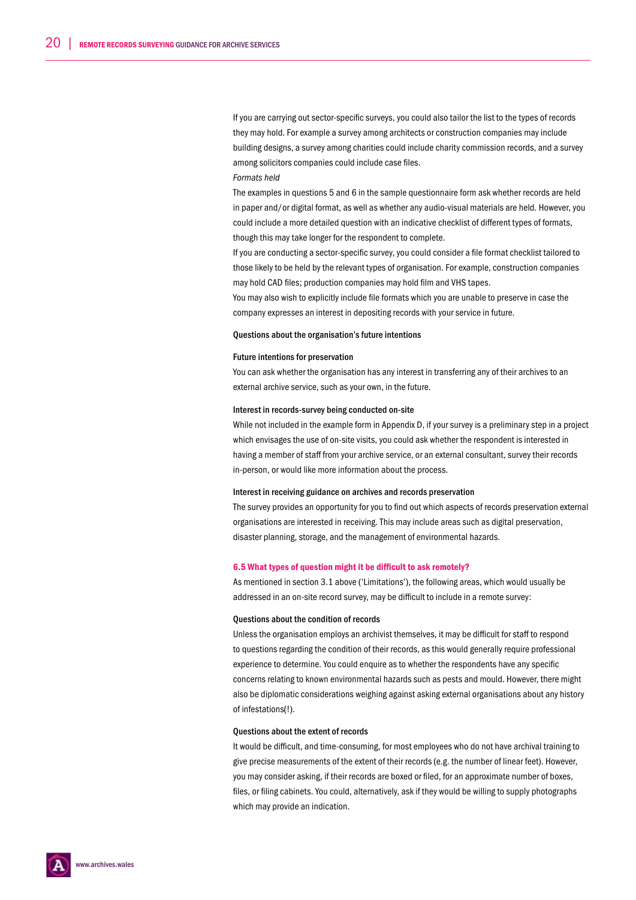If you are carrying out sector-specific surveys, you could also tailor the list to the types of records they may hold. For example a survey among architects or construction companies may include building designs, a survey among charities could include charity commission records, and a survey among solicitors companies could include case files.

*Formats held*

The examples in questions 5 and 6 in the sample questionnaire form ask whether records are held in paper and/or digital format, as well as whether any audio-visual materials are held. However, you could include a more detailed question with an indicative checklist of different types of formats, though this may take longer for the respondent to complete.

If you are conducting a sector-specific survey, you could consider a file format checklist tailored to those likely to be held by the relevant types of organisation. For example, construction companies may hold CAD files; production companies may hold film and VHS tapes.

You may also wish to explicitly include file formats which you are unable to preserve in case the company expresses an interest in depositing records with your service in future.

**Questions about the organisation's future intentions**

**Future intentions for preservation**

You can ask whether the organisation has any interest in transferring any of their archives to an external archive service, such as your own, in the future.

**Interest in records-survey being conducted on-site**

While not included in the example form in Appendix D, if your survey is a preliminary step in a project which envisages the use of on-site visits, you could ask whether the respondent is interested in having a member of staff from your archive service, or an external consultant, survey their records in-person, or would like more information about the process.

**Interest in receiving guidance on archives and records preservation**

The survey provides an opportunity for you to find out which aspects of records preservation external organisations are interested in receiving. This may include areas such as digital preservation, disaster planning, storage, and the management of environmental hazards.

### 6.5 What types of question might it be difficult to ask remotely?

As mentioned in section 3.1 above ('Limitations'), the following areas, which would usually be addressed in an on-site record survey, may be difficult to include in a remote survey:

**Questions about the condition of records**

Unless the organisation employs an archivist themselves, it may be difficult for staff to respond to questions regarding the condition of their records, as this would generally require professional experience to determine. You could enquire as to whether the respondents have any specific concerns relating to known environmental hazards such as pests and mould. However, there might also be diplomatic considerations weighing against asking external organisations about any history of infestations(!).

**Questions about the extent of records**

It would be difficult, and time-consuming, for most employees who do not have archival training to give precise measurements of the extent of their records (e.g. the number of linear feet). However, you may consider asking, if their records are boxed or filed, for an approximate number of boxes, files, or filing cabinets. You could, alternatively, ask if they would be willing to supply photographs which may provide an indication.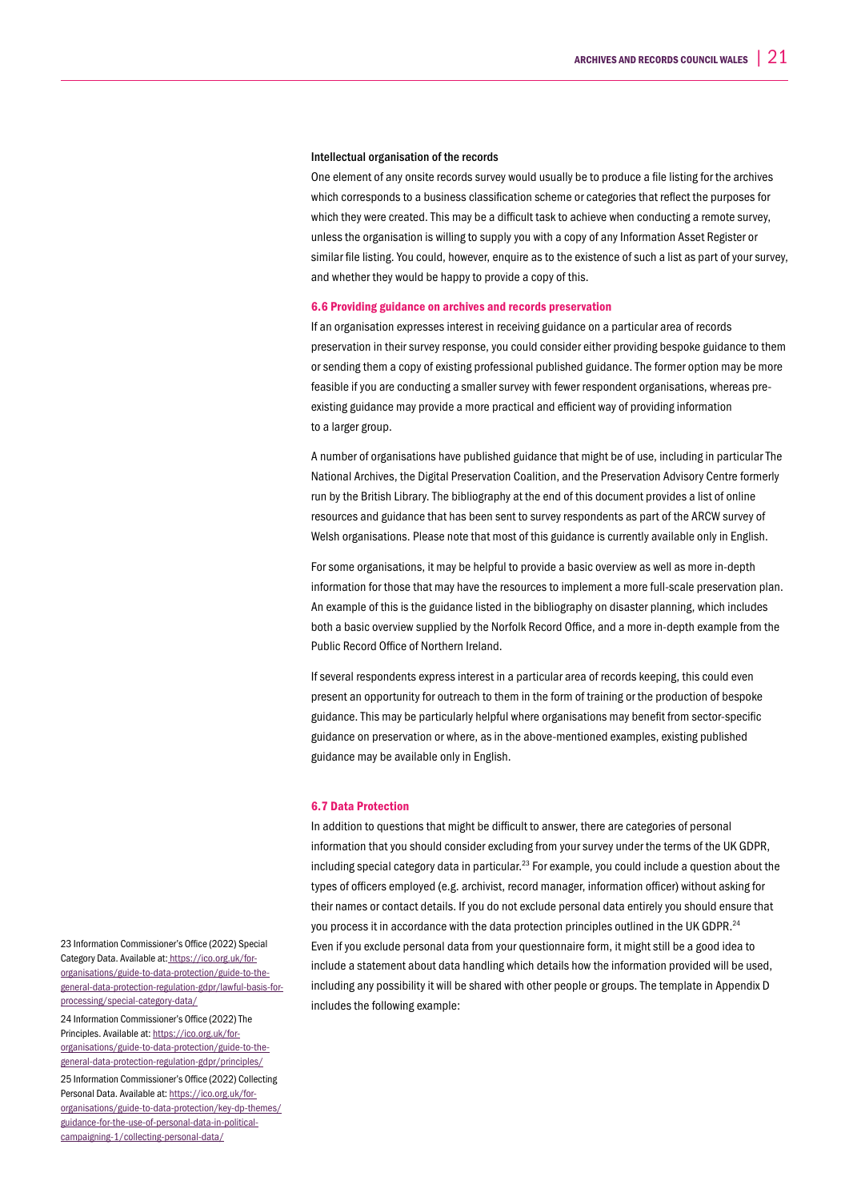**Intellectual organisation of the records**

One element of any onsite records survey would usually be to produce a file listing for the archives which corresponds to a business classification scheme or categories that reflect the purposes for which they were created. This may be a difficult task to achieve when conducting a remote survey, unless the organisation is willing to supply you with a copy of any Information Asset Register or similar file listing. You could, however, enquire as to the existence of such a list as part of your survey, and whether they would be happy to provide a copy of this.

### 6.6 Providing guidance on archives and records preservation

If an organisation expresses interest in receiving guidance on a particular area of records preservation in their survey response, you could consider either providing bespoke guidance to them or sending them a copy of existing professional published guidance. The former option may be more feasible if you are conducting a smaller survey with fewer respondent organisations, whereas pre-existing guidance may provide a more practical and efficient way of providing information to a larger group.

A number of organisations have published guidance that might be of use, including in particular The National Archives, the Digital Preservation Coalition, and the Preservation Advisory Centre formerly run by the British Library. The bibliography at the end of this document provides a list of online resources and guidance that has been sent to survey respondents as part of the ARCW survey of Welsh organisations. Please note that most of this guidance is currently available only in English.

For some organisations, it may be helpful to provide a basic overview as well as more in-depth information for those that may have the resources to implement a more full-scale preservation plan. An example of this is the guidance listed in the bibliography on disaster planning, which includes both a basic overview supplied by the Norfolk Record Office, and a more in-depth example from the Public Record Office of Northern Ireland.

If several respondents express interest in a particular area of records keeping, this could even present an opportunity for outreach to them in the form of training or the production of bespoke guidance. This may be particularly helpful where organisations may benefit from sector-specific guidance on preservation or where, as in the above-mentioned examples, existing published guidance may be available only in English.

### 6.7 Data Protection

In addition to questions that might be difficult to answer, there are categories of personal information that you should consider excluding from your survey under the terms of the UK GDPR, including special category data in particular.[23] For example, you could include a question about the types of officers employed (e.g. archivist, record manager, information officer) without asking for their names or contact details. If you do not exclude personal data entirely you should ensure that you process it in accordance with the data protection principles outlined in the UK GDPR.[24] Even if you exclude personal data from your questionnaire form, it might still be a good idea to include a statement about data handling which details how the information provided will be used, including any possibility it will be shared with other people or groups. The template in Appendix D includes the following example:

23 Information Commissioner's Office (2022) Special Category Data. Available at: https://ico.org.uk/for-organisations/guide-to-data-protection/guide-to-the-general-data-protection-regulation-gdpr/lawful-basis-for-processing/special-category-data/

24 Information Commissioner's Office (2022) The Principles. Available at: https://ico.org.uk/for-organisations/guide-to-data-protection/guide-to-the-general-data-protection-regulation-gdpr/principles/

25 Information Commissioner's Office (2022) Collecting Personal Data. Available at: https://ico.org.uk/for-organisations/guide-to-data-protection/key-dp-themes/guidance-for-the-use-of-personal-data-in-political-campaigning-1/collecting-personal-data/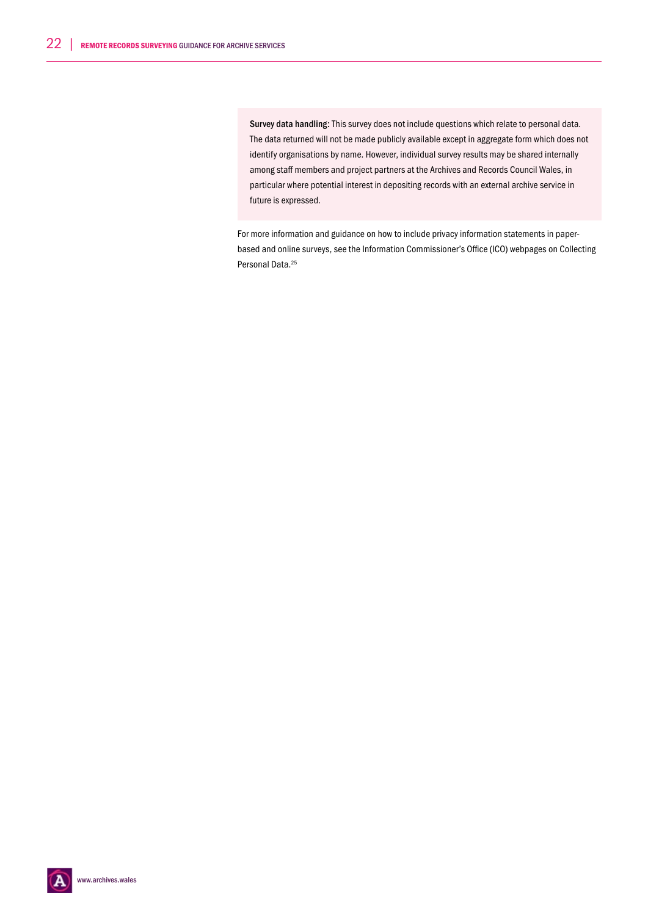**Survey data handling:** This survey does not include questions which relate to personal data. The data returned will not be made publicly available except in aggregate form which does not identify organisations by name. However, individual survey results may be shared internally among staff members and project partners at the Archives and Records Council Wales, in particular where potential interest in depositing records with an external archive service in future is expressed.

For more information and guidance on how to include privacy information statements in paper-based and online surveys, see the Information Commissioner's Office (ICO) webpages on Collecting Personal Data.[25]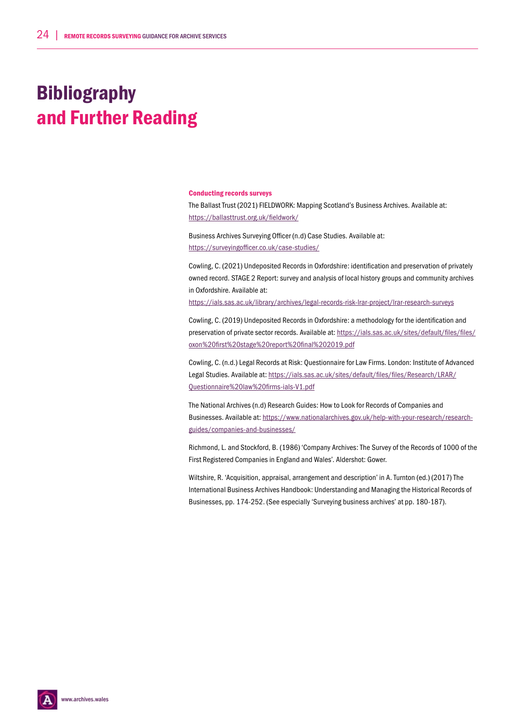# Bibliography and Further Reading

### Conducting records surveys

The Ballast Trust (2021) FIELDWORK: Mapping Scotland's Business Archives. Available at: https://ballasttrust.org.uk/fieldwork/

Business Archives Surveying Officer (n.d) Case Studies. Available at: https://surveyingofficer.co.uk/case-studies/

Cowling, C. (2021) Undeposited Records in Oxfordshire: identification and preservation of privately owned record. STAGE 2 Report: survey and analysis of local history groups and community archives in Oxfordshire. Available at: https://ials.sas.ac.uk/library/archives/legal-records-risk-lrar-project/lrar-research-surveys

Cowling, C. (2019) Undeposited Records in Oxfordshire: a methodology for the identification and preservation of private sector records. Available at: https://ials.sas.ac.uk/sites/default/files/files/oxon%20first%20stage%20report%20final%202019.pdf

Cowling, C. (n.d.) Legal Records at Risk: Questionnaire for Law Firms. London: Institute of Advanced Legal Studies. Available at: https://ials.sas.ac.uk/sites/default/files/files/Research/LRAR/Questionnaire%20law%20firms-ials-V1.pdf

The National Archives (n.d) Research Guides: How to Look for Records of Companies and Businesses. Available at: https://www.nationalarchives.gov.uk/help-with-your-research/research-guides/companies-and-businesses/

Richmond, L. and Stockford, B. (1986) 'Company Archives: The Survey of the Records of 1000 of the First Registered Companies in England and Wales'. Aldershot: Gower.

Wiltshire, R. 'Acquisition, appraisal, arrangement and description' in A. Turnton (ed.) (2017) The International Business Archives Handbook: Understanding and Managing the Historical Records of Businesses, pp. 174-252. (See especially 'Surveying business archives' at pp. 180-187).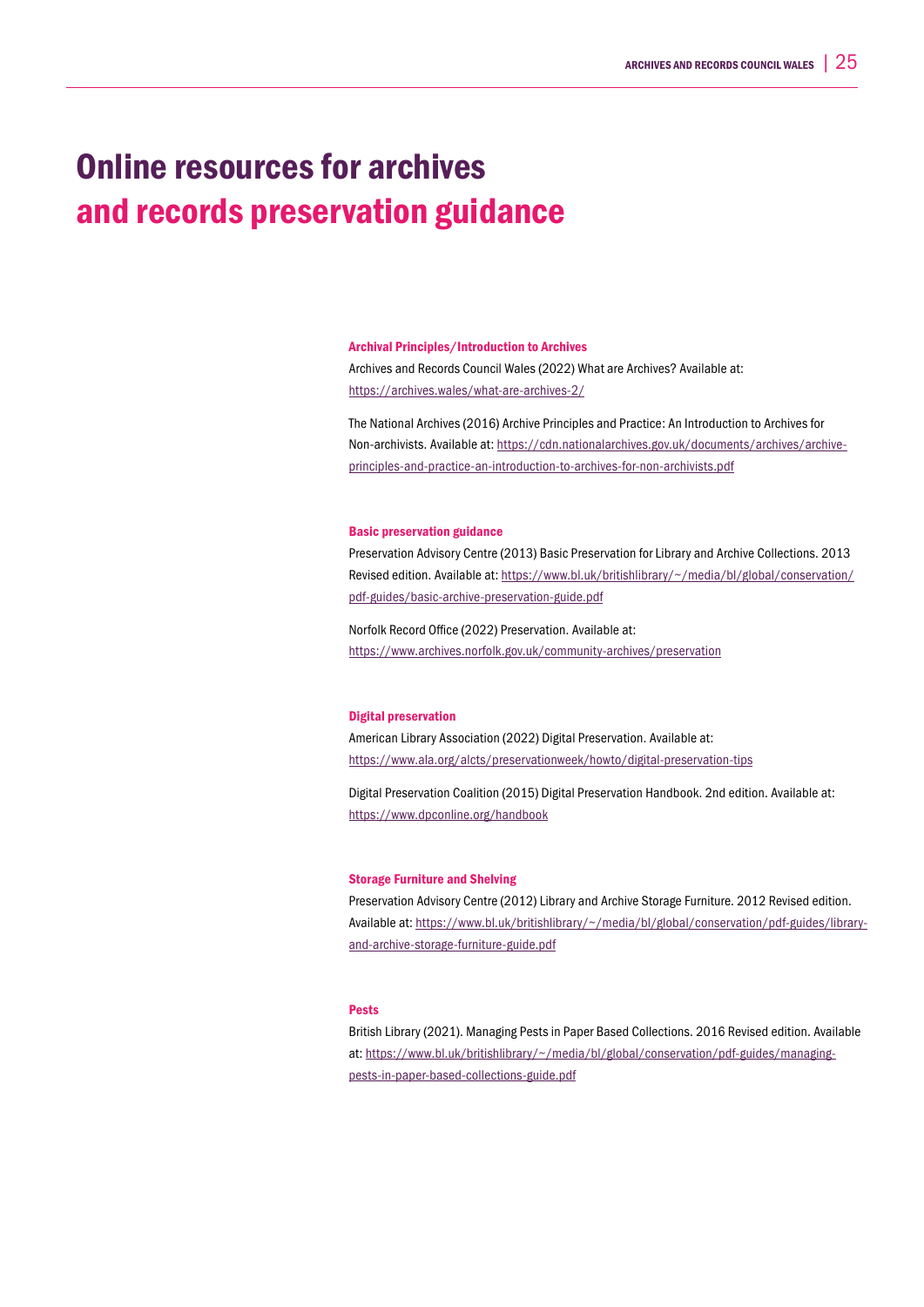# Online resources for archives and records preservation guidance

### Archival Principles/Introduction to Archives

Archives and Records Council Wales (2022) What are Archives? Available at: https://archives.wales/what-are-archives-2/

The National Archives (2016) Archive Principles and Practice: An Introduction to Archives for Non-archivists. Available at: https://cdn.nationalarchives.gov.uk/documents/archives/archive-principles-and-practice-an-introduction-to-archives-for-non-archivists.pdf

### Basic preservation guidance

Preservation Advisory Centre (2013) Basic Preservation for Library and Archive Collections. 2013 Revised edition. Available at: https://www.bl.uk/britishlibrary/~/media/bl/global/conservation/pdf-guides/basic-archive-preservation-guide.pdf

Norfolk Record Office (2022) Preservation. Available at: https://www.archives.norfolk.gov.uk/community-archives/preservation

### Digital preservation

American Library Association (2022) Digital Preservation. Available at: https://www.ala.org/alcts/preservationweek/howto/digital-preservation-tips

Digital Preservation Coalition (2015) Digital Preservation Handbook. 2nd edition. Available at: https://www.dpconline.org/handbook

### Storage Furniture and Shelving

Preservation Advisory Centre (2012) Library and Archive Storage Furniture. 2012 Revised edition. Available at: https://www.bl.uk/britishlibrary/~/media/bl/global/conservation/pdf-guides/library-and-archive-storage-furniture-guide.pdf

### Pests

British Library (2021). Managing Pests in Paper Based Collections. 2016 Revised edition. Available at: https://www.bl.uk/britishlibrary/~/media/bl/global/conservation/pdf-guides/managing-pests-in-paper-based-collections-guide.pdf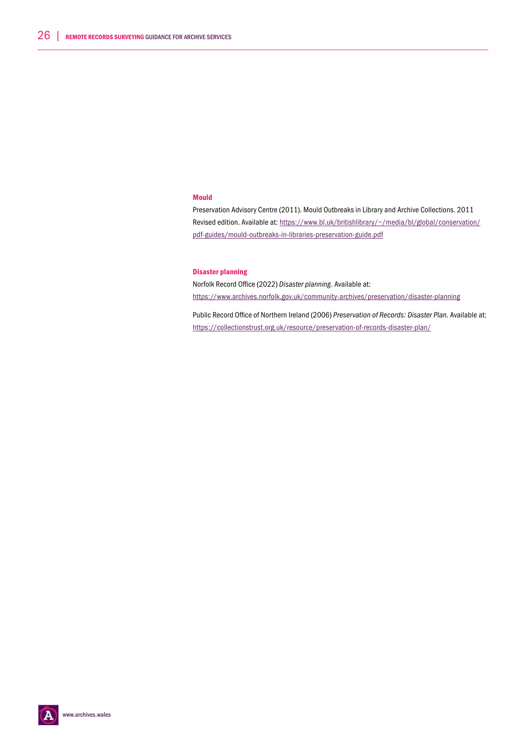### Mould

Preservation Advisory Centre (2011). Mould Outbreaks in Library and Archive Collections. 2011 Revised edition. Available at: https://www.bl.uk/britishlibrary/~/media/bl/global/conservation/pdf-guides/mould-outbreaks-in-libraries-preservation-guide.pdf

### Disaster planning

Norfolk Record Office (2022) *Disaster planning*. Available at: https://www.archives.norfolk.gov.uk/community-archives/preservation/disaster-planning

Public Record Office of Northern Ireland (2006) *Preservation of Records: Disaster Plan.* Available at: https://collectionstrust.org.uk/resource/preservation-of-records-disaster-plan/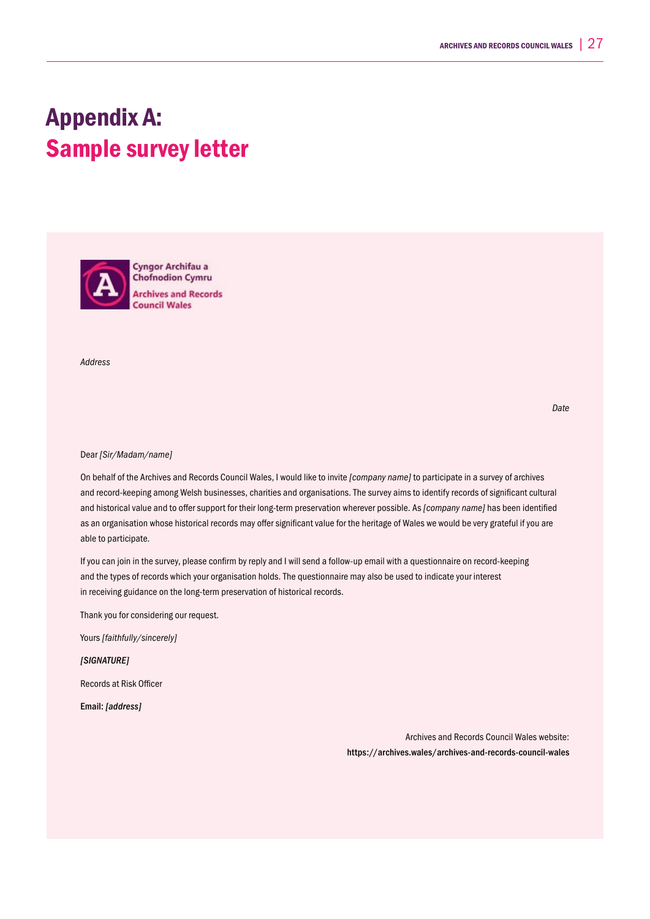# Appendix A: Sample survey letter

Cyngor Archifau a Chofnodion Cymru
Archives and Records Council Wales

*Address*

*Date*

Dear *[Sir/Madam/name]*

On behalf of the Archives and Records Council Wales, I would like to invite *[company name]* to participate in a survey of archives and record-keeping among Welsh businesses, charities and organisations. The survey aims to identify records of significant cultural and historical value and to offer support for their long-term preservation wherever possible. As *[company name]* has been identified as an organisation whose historical records may offer significant value for the heritage of Wales we would be very grateful if you are able to participate.

If you can join in the survey, please confirm by reply and I will send a follow-up email with a questionnaire on record-keeping and the types of records which your organisation holds. The questionnaire may also be used to indicate your interest in receiving guidance on the long-term preservation of historical records.

Thank you for considering our request.

Yours *[faithfully/sincerely]*

***[SIGNATURE]***

Records at Risk Officer

**Email:** ***[address]***

Archives and Records Council Wales website:
**https://archives.wales/archives-and-records-council-wales**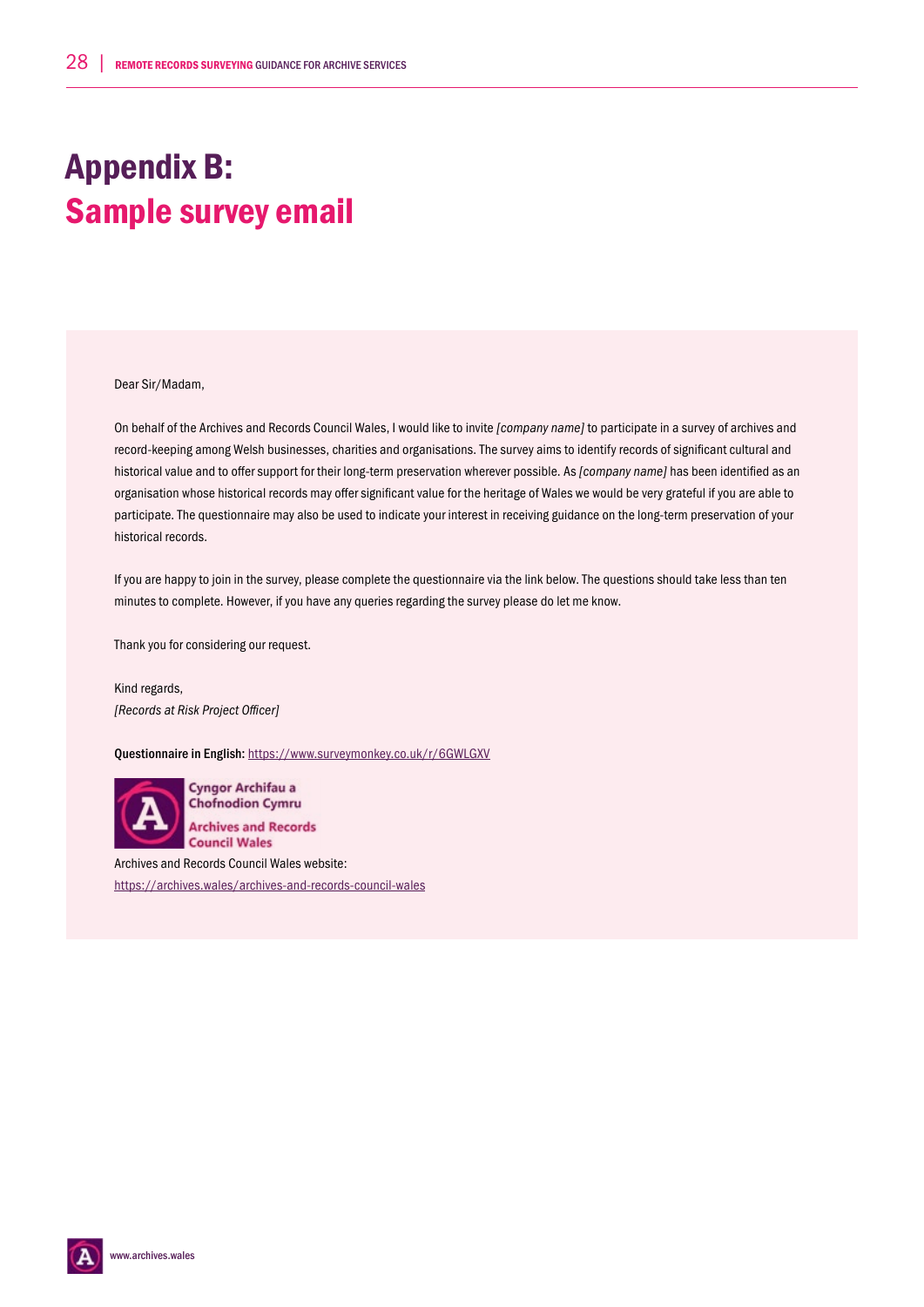# Appendix B: Sample survey email

Dear Sir/Madam,

On behalf of the Archives and Records Council Wales, I would like to invite *[company name]* to participate in a survey of archives and record-keeping among Welsh businesses, charities and organisations. The survey aims to identify records of significant cultural and historical value and to offer support for their long-term preservation wherever possible. As *[company name]* has been identified as an organisation whose historical records may offer significant value for the heritage of Wales we would be very grateful if you are able to participate. The questionnaire may also be used to indicate your interest in receiving guidance on the long-term preservation of your historical records.

If you are happy to join in the survey, please complete the questionnaire via the link below. The questions should take less than ten minutes to complete. However, if you have any queries regarding the survey please do let me know.

Thank you for considering our request.

Kind regards,
*[Records at Risk Project Officer]*

**Questionnaire in English:** https://www.surveymonkey.co.uk/r/6GWLGXV

Cyngor Archifau a Chofnodion Cymru
Archives and Records Council Wales

Archives and Records Council Wales website:
https://archives.wales/archives-and-records-council-wales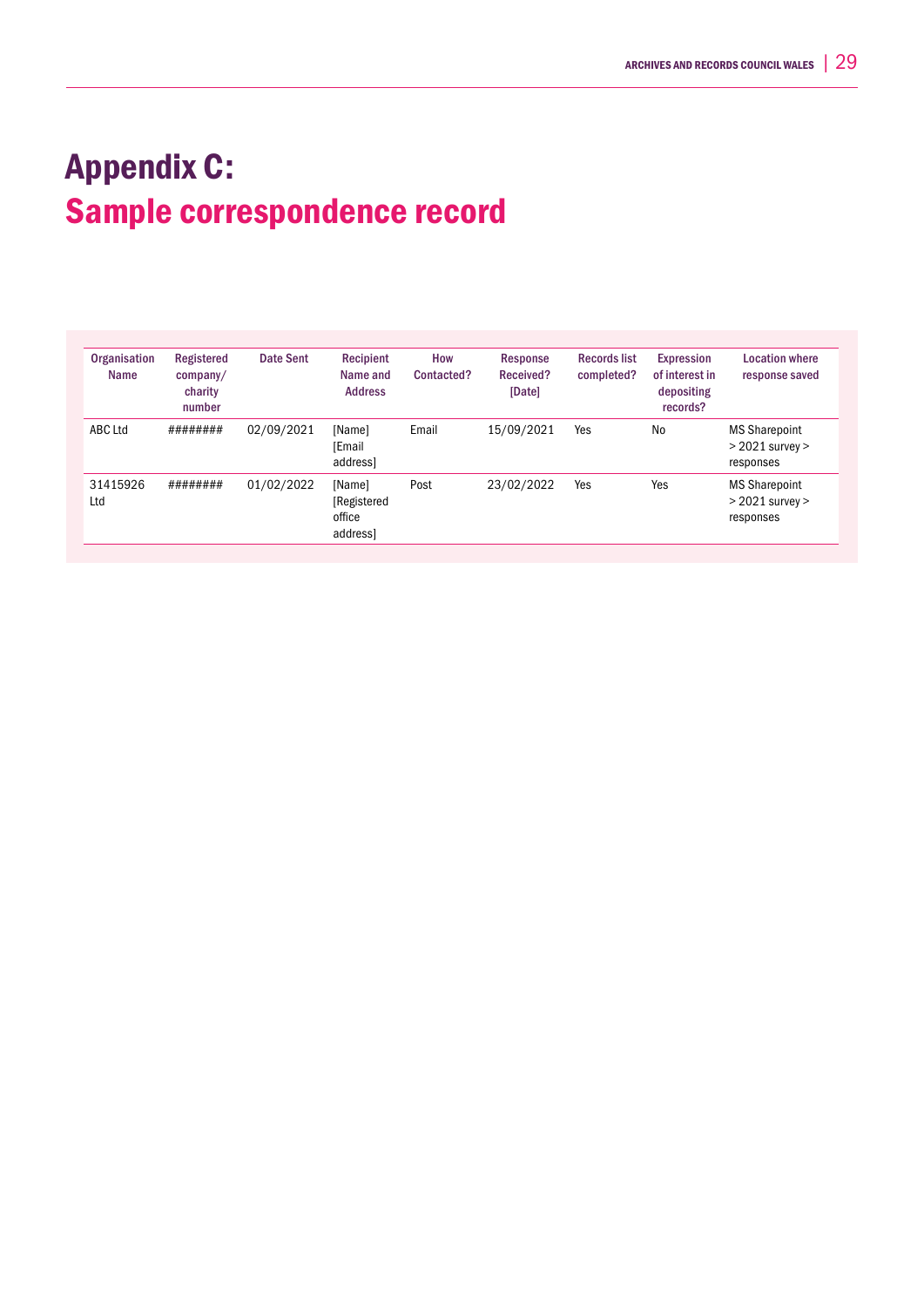# Appendix C:
## Sample correspondence record

| Organisation Name | Registered company/ charity number | Date Sent | Recipient Name and Address | How Contacted? | Response Received? [Date] | Records list completed? | Expression of interest in depositing records? | Location where response saved |
|---|---|---|---|---|---|---|---|---|
| ABC Ltd | ######## | 02/09/2021 | [Name] [Email address] | Email | 15/09/2021 | Yes | No | MS Sharepoint > 2021 survey > responses |
| 31415926 Ltd | ######## | 01/02/2022 | [Name] [Registered office address] | Post | 23/02/2022 | Yes | Yes | MS Sharepoint > 2021 survey > responses |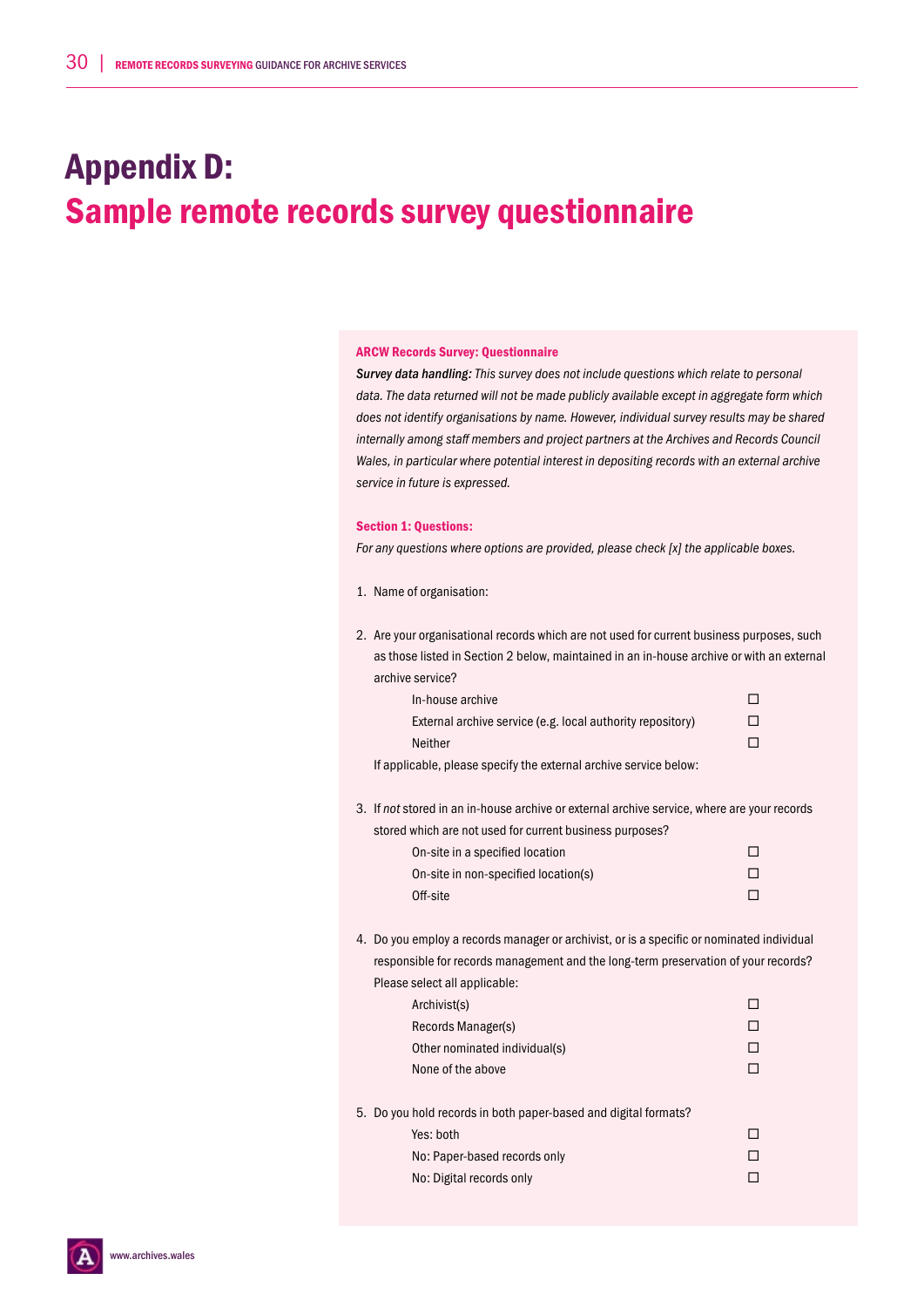# Appendix D:
# Sample remote records survey questionnaire

**ARCW Records Survey: Questionnaire**

***Survey data handling:*** *This survey does not include questions which relate to personal data. The data returned will not be made publicly available except in aggregate form which does not identify organisations by name. However, individual survey results may be shared internally among staff members and project partners at the Archives and Records Council Wales, in particular where potential interest in depositing records with an external archive service in future is expressed.*

**Section 1: Questions:**

*For any questions where options are provided, please check [x] the applicable boxes.*

1. Name of organisation:

2. Are your organisational records which are not used for current business purposes, such as those listed in Section 2 below, maintained in an in-house archive or with an external archive service?

   - In-house archive ☐
   - External archive service (e.g. local authority repository) ☐
   - Neither ☐

   If applicable, please specify the external archive service below:

3. If *not* stored in an in-house archive or external archive service, where are your records stored which are not used for current business purposes?

   - On-site in a specified location ☐
   - On-site in non-specified location(s) ☐
   - Off-site ☐

4. Do you employ a records manager or archivist, or is a specific or nominated individual responsible for records management and the long-term preservation of your records? Please select all applicable:

   - Archivist(s) ☐
   - Records Manager(s) ☐
   - Other nominated individual(s) ☐
   - None of the above ☐

5. Do you hold records in both paper-based and digital formats?

   - Yes: both ☐
   - No: Paper-based records only ☐
   - No: Digital records only ☐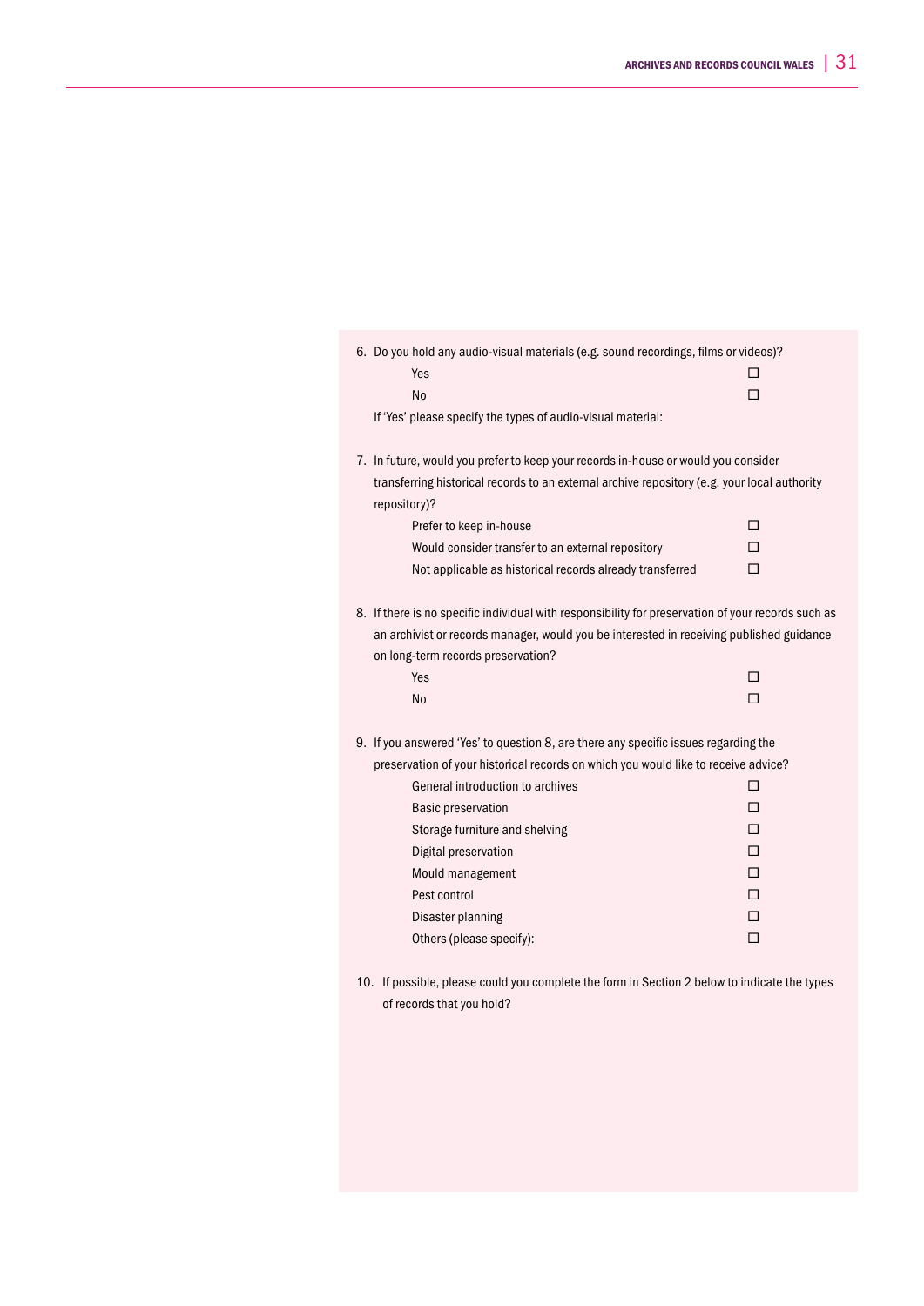6. Do you hold any audio-visual materials (e.g. sound recordings, films or videos)?

   Yes ☐

   No ☐

   If 'Yes' please specify the types of audio-visual material:

7. In future, would you prefer to keep your records in-house or would you consider transferring historical records to an external archive repository (e.g. your local authority repository)?

   Prefer to keep in-house ☐

   Would consider transfer to an external repository ☐

   Not applicable as historical records already transferred ☐

8. If there is no specific individual with responsibility for preservation of your records such as an archivist or records manager, would you be interested in receiving published guidance on long-term records preservation?

   Yes ☐

   No ☐

9. If you answered 'Yes' to question 8, are there any specific issues regarding the preservation of your historical records on which you would like to receive advice?

   General introduction to archives ☐

   Basic preservation ☐

   Storage furniture and shelving ☐

   Digital preservation ☐

   Mould management ☐

   Pest control ☐

   Disaster planning ☐

   Others (please specify): ☐

10. If possible, please could you complete the form in Section 2 below to indicate the types of records that you hold?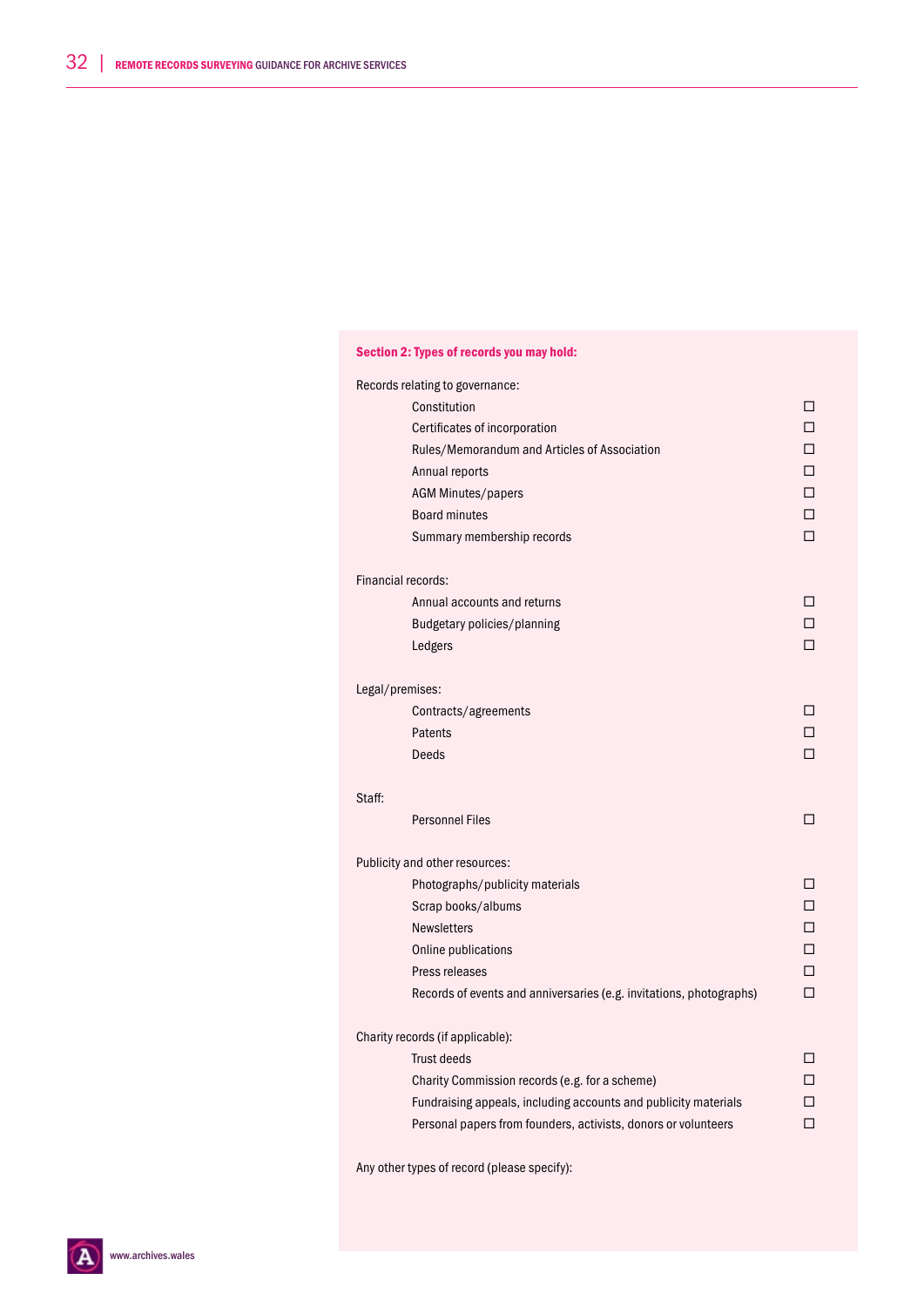**Section 2: Types of records you may hold:**

Records relating to governance:

- Constitution ☐
- Certificates of incorporation ☐
- Rules/Memorandum and Articles of Association ☐
- Annual reports ☐
- AGM Minutes/papers ☐
- Board minutes ☐
- Summary membership records ☐

Financial records:

- Annual accounts and returns ☐
- Budgetary policies/planning ☐
- Ledgers ☐

Legal/premises:

- Contracts/agreements ☐
- Patents ☐
- Deeds ☐

Staff:

- Personnel Files ☐

Publicity and other resources:

- Photographs/publicity materials ☐
- Scrap books/albums ☐
- Newsletters ☐
- Online publications ☐
- Press releases ☐
- Records of events and anniversaries (e.g. invitations, photographs) ☐

Charity records (if applicable):

- Trust deeds ☐
- Charity Commission records (e.g. for a scheme) ☐
- Fundraising appeals, including accounts and publicity materials ☐
- Personal papers from founders, activists, donors or volunteers ☐

Any other types of record (please specify):